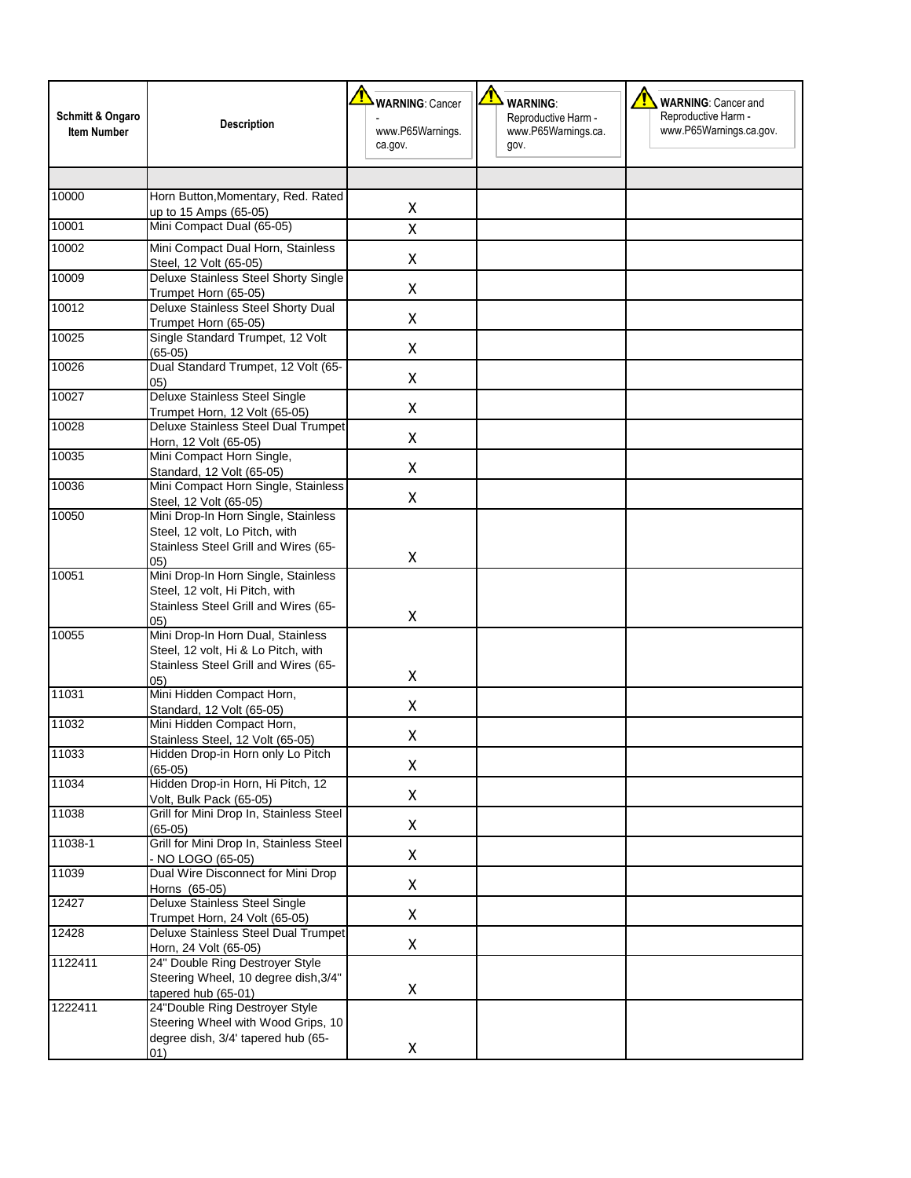| Schmitt & Ongaro Item Number | Description | WARNING: Cancer - www.P65Warnings.ca.gov. | WARNING: Reproductive Harm - www.P65Warnings.ca.gov. | WARNING: Cancer and Reproductive Harm - www.P65Warnings.ca.gov. |
|---|---|---|---|---|
| | | | | |
| 10000 | Horn Button,Momentary, Red. Rated up to 15 Amps (65-05) | X | | |
| 10001 | Mini Compact Dual (65-05) | X | | |
| 10002 | Mini Compact Dual Horn, Stainless Steel, 12 Volt (65-05) | X | | |
| 10009 | Deluxe Stainless Steel Shorty Single Trumpet Horn (65-05) | X | | |
| 10012 | Deluxe Stainless Steel Shorty Dual Trumpet Horn (65-05) | X | | |
| 10025 | Single Standard Trumpet, 12 Volt (65-05) | X | | |
| 10026 | Dual Standard Trumpet, 12 Volt (65-05) | X | | |
| 10027 | Deluxe Stainless Steel Single Trumpet Horn, 12 Volt (65-05) | X | | |
| 10028 | Deluxe Stainless Steel Dual Trumpet Horn, 12 Volt (65-05) | X | | |
| 10035 | Mini Compact Horn Single, Standard, 12 Volt (65-05) | X | | |
| 10036 | Mini Compact Horn Single, Stainless Steel, 12 Volt (65-05) | X | | |
| 10050 | Mini Drop-In Horn Single, Stainless Steel, 12 volt, Lo Pitch, with Stainless Steel Grill and Wires (65-05) | X | | |
| 10051 | Mini Drop-In Horn Single, Stainless Steel, 12 volt, Hi Pitch, with Stainless Steel Grill and Wires (65-05) | X | | |
| 10055 | Mini Drop-In Horn Dual, Stainless Steel, 12 volt, Hi & Lo Pitch, with Stainless Steel Grill and Wires (65-05) | X | | |
| 11031 | Mini Hidden Compact Horn, Standard, 12 Volt (65-05) | X | | |
| 11032 | Mini Hidden Compact Horn, Stainless Steel, 12 Volt (65-05) | X | | |
| 11033 | Hidden Drop-in Horn only Lo Pitch (65-05) | X | | |
| 11034 | Hidden Drop-in Horn, Hi Pitch, 12 Volt, Bulk Pack (65-05) | X | | |
| 11038 | Grill for Mini Drop In, Stainless Steel (65-05) | X | | |
| 11038-1 | Grill for Mini Drop In, Stainless Steel - NO LOGO (65-05) | X | | |
| 11039 | Dual Wire Disconnect for Mini Drop Horns (65-05) | X | | |
| 12427 | Deluxe Stainless Steel Single Trumpet Horn, 24 Volt (65-05) | X | | |
| 12428 | Deluxe Stainless Steel Dual Trumpet Horn, 24 Volt (65-05) | X | | |
| 1122411 | 24" Double Ring Destroyer Style Steering Wheel, 10 degree dish,3/4" tapered hub (65-01) | X | | |
| 1222411 | 24"Double Ring Destroyer Style Steering Wheel with Wood Grips, 10 degree dish, 3/4' tapered hub (65-01) | X | | |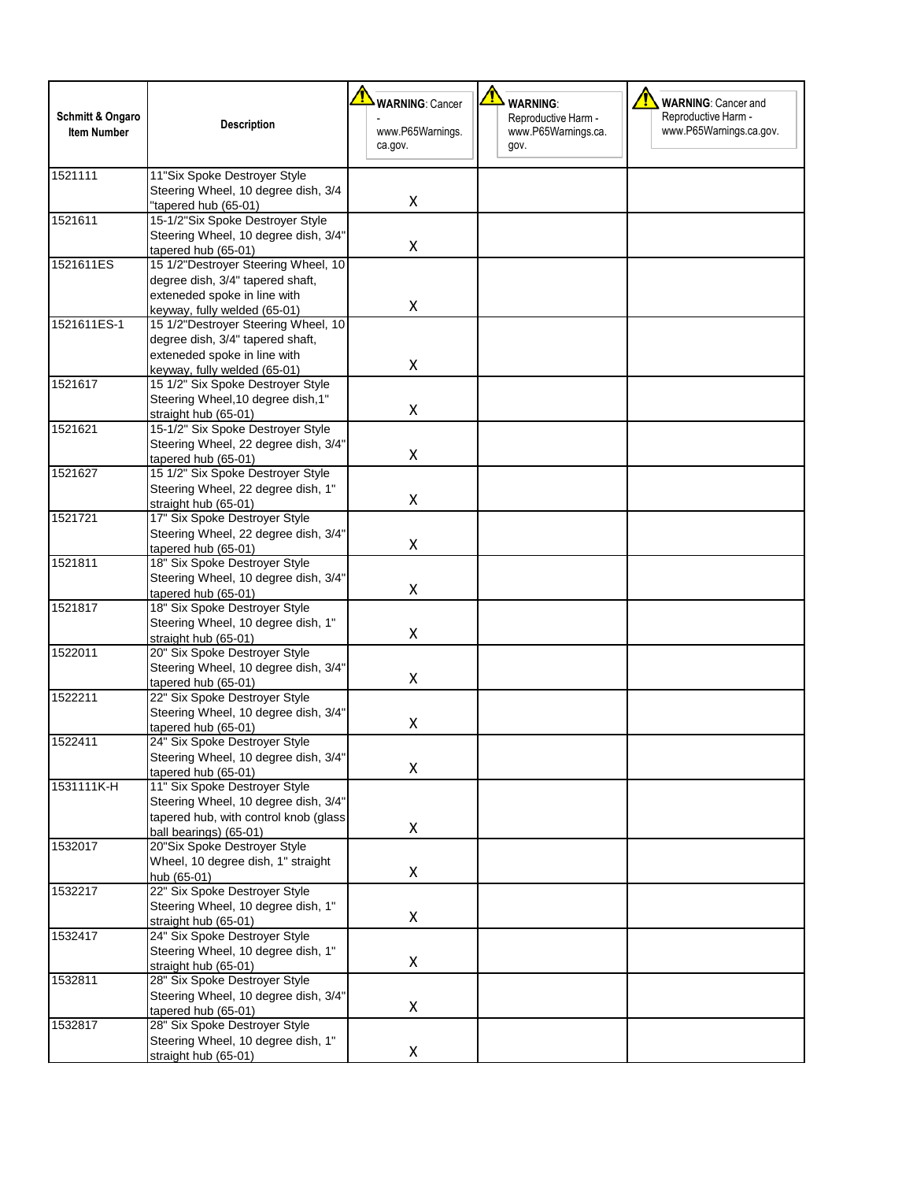| Schmitt & Ongaro Item Number | Description | WARNING: Cancer - www.P65Warnings.ca.gov. | WARNING: Reproductive Harm - www.P65Warnings.ca.gov. | WARNING: Cancer and Reproductive Harm - www.P65Warnings.ca.gov. |
|---|---|---|---|---|
| 1521111 | 11"Six Spoke Destroyer Style Steering Wheel, 10 degree dish, 3/4 "tapered hub (65-01) | X | | |
| 1521611 | 15-1/2"Six Spoke Destroyer Style Steering Wheel, 10 degree dish, 3/4" tapered hub (65-01) | X | | |
| 1521611ES | 15 1/2"Destroyer Steering Wheel, 10 degree dish, 3/4" tapered shaft, exteneded spoke in line with keyway, fully welded (65-01) | X | | |
| 1521611ES-1 | 15 1/2"Destroyer Steering Wheel, 10 degree dish, 3/4" tapered shaft, exteneded spoke in line with keyway, fully welded (65-01) | X | | |
| 1521617 | 15 1/2" Six Spoke Destroyer Style Steering Wheel,10 degree dish,1" straight hub (65-01) | X | | |
| 1521621 | 15-1/2" Six Spoke Destroyer Style Steering Wheel, 22 degree dish, 3/4" tapered hub (65-01) | X | | |
| 1521627 | 15 1/2" Six Spoke Destroyer Style Steering Wheel, 22 degree dish, 1" straight hub (65-01) | X | | |
| 1521721 | 17" Six Spoke Destroyer Style Steering Wheel, 22 degree dish, 3/4" tapered hub (65-01) | X | | |
| 1521811 | 18" Six Spoke Destroyer Style Steering Wheel, 10 degree dish, 3/4" tapered hub (65-01) | X | | |
| 1521817 | 18" Six Spoke Destroyer Style Steering Wheel, 10 degree dish, 1" straight hub (65-01) | X | | |
| 1522011 | 20" Six Spoke Destroyer Style Steering Wheel, 10 degree dish, 3/4" tapered hub (65-01) | X | | |
| 1522211 | 22" Six Spoke Destroyer Style Steering Wheel, 10 degree dish, 3/4" tapered hub (65-01) | X | | |
| 1522411 | 24" Six Spoke Destroyer Style Steering Wheel, 10 degree dish, 3/4" tapered hub (65-01) | X | | |
| 1531111K-H | 11" Six Spoke Destroyer Style Steering Wheel, 10 degree dish, 3/4" tapered hub, with control knob (glass ball bearings) (65-01) | X | | |
| 1532017 | 20"Six Spoke Destroyer Style Wheel, 10 degree dish, 1" straight hub (65-01) | X | | |
| 1532217 | 22" Six Spoke Destroyer Style Steering Wheel, 10 degree dish, 1" straight hub (65-01) | X | | |
| 1532417 | 24" Six Spoke Destroyer Style Steering Wheel, 10 degree dish, 1" straight hub (65-01) | X | | |
| 1532811 | 28" Six Spoke Destroyer Style Steering Wheel, 10 degree dish, 3/4" tapered hub (65-01) | X | | |
| 1532817 | 28" Six Spoke Destroyer Style Steering Wheel, 10 degree dish, 1" straight hub (65-01) | X | | |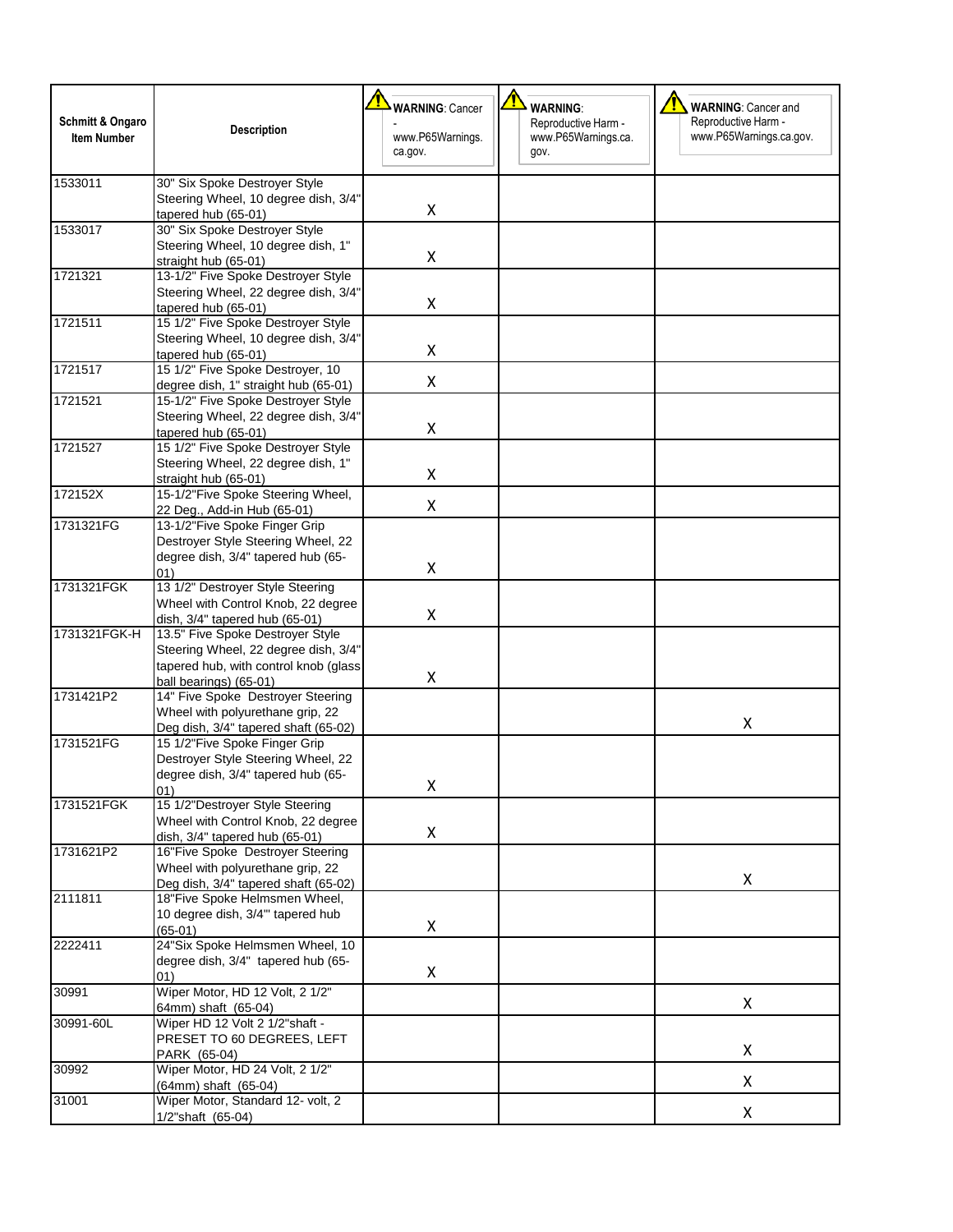| Schmitt & Ongaro Item Number | Description | WARNING: Cancer - www.P65Warnings.ca.gov. | WARNING: Reproductive Harm - www.P65Warnings.ca.gov. | WARNING: Cancer and Reproductive Harm - www.P65Warnings.ca.gov. |
|---|---|---|---|---|
| 1533011 | 30" Six Spoke Destroyer Style Steering Wheel, 10 degree dish, 3/4" tapered hub (65-01) | X | | |
| 1533017 | 30" Six Spoke Destroyer Style Steering Wheel, 10 degree dish, 1" straight hub (65-01) | X | | |
| 1721321 | 13-1/2" Five Spoke Destroyer Style Steering Wheel, 22 degree dish, 3/4" tapered hub (65-01) | X | | |
| 1721511 | 15 1/2" Five Spoke Destroyer Style Steering Wheel, 10 degree dish, 3/4" tapered hub (65-01) | X | | |
| 1721517 | 15 1/2" Five Spoke Destroyer, 10 degree dish, 1" straight hub (65-01) | X | | |
| 1721521 | 15-1/2" Five Spoke Destroyer Style Steering Wheel, 22 degree dish, 3/4" tapered hub (65-01) | X | | |
| 1721527 | 15 1/2" Five Spoke Destroyer Style Steering Wheel, 22 degree dish, 1" straight hub (65-01) | X | | |
| 172152X | 15-1/2"Five Spoke Steering Wheel, 22 Deg., Add-in Hub (65-01) | X | | |
| 1731321FG | 13-1/2"Five Spoke Finger Grip Destroyer Style Steering Wheel, 22 degree dish, 3/4" tapered hub (65-01) | X | | |
| 1731321FGK | 13 1/2" Destroyer Style Steering Wheel with Control Knob, 22 degree dish, 3/4" tapered hub (65-01) | X | | |
| 1731321FGK-H | 13.5" Five Spoke Destroyer Style Steering Wheel, 22 degree dish, 3/4" tapered hub, with control knob (glass ball bearings) (65-01) | X | | |
| 1731421P2 | 14" Five Spoke Destroyer Steering Wheel with polyurethane grip, 22 Deg dish, 3/4" tapered shaft (65-02) | | | X |
| 1731521FG | 15 1/2"Five Spoke Finger Grip Destroyer Style Steering Wheel, 22 degree dish, 3/4" tapered hub (65-01) | X | | |
| 1731521FGK | 15 1/2"Destroyer Style Steering Wheel with Control Knob, 22 degree dish, 3/4" tapered hub (65-01) | X | | |
| 1731621P2 | 16"Five Spoke Destroyer Steering Wheel with polyurethane grip, 22 Deg dish, 3/4" tapered shaft (65-02) | | | X |
| 2111811 | 18"Five Spoke Helmsmen Wheel, 10 degree dish, 3/4'" tapered hub (65-01) | X | | |
| 2222411 | 24"Six Spoke Helmsmen Wheel, 10 degree dish, 3/4" tapered hub (65-01) | X | | |
| 30991 | Wiper Motor, HD 12 Volt, 2 1/2" 64mm) shaft (65-04) | | | X |
| 30991-60L | Wiper HD 12 Volt 2 1/2"shaft - PRESET TO 60 DEGREES, LEFT PARK (65-04) | | | X |
| 30992 | Wiper Motor, HD 24 Volt, 2 1/2" (64mm) shaft (65-04) | | | X |
| 31001 | Wiper Motor, Standard 12- volt, 2 1/2"shaft (65-04) | | | X |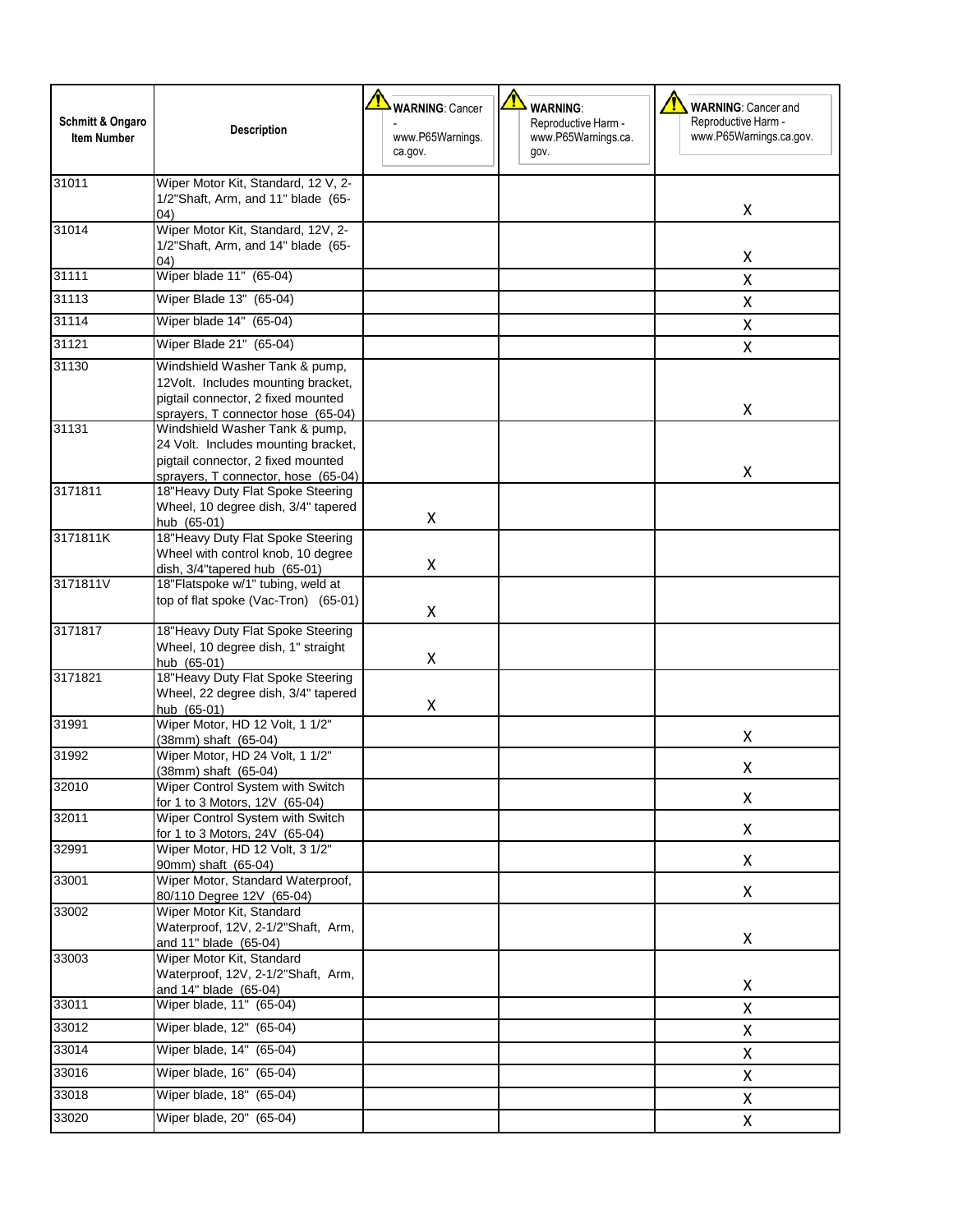| Schmitt & Ongaro Item Number | Description | WARNING: Cancer - www.P65Warnings.ca.gov. | WARNING: Reproductive Harm - www.P65Warnings.ca.gov. | WARNING: Cancer and Reproductive Harm - www.P65Warnings.ca.gov. |
|---|---|---|---|---|
| 31011 | Wiper Motor Kit, Standard, 12 V, 2-1/2"Shaft, Arm, and 11" blade (65-04) | | | X |
| 31014 | Wiper Motor Kit, Standard, 12V, 2-1/2"Shaft, Arm, and 14" blade (65-04) | | | X |
| 31111 | Wiper blade 11" (65-04) | | | X |
| 31113 | Wiper Blade 13" (65-04) | | | X |
| 31114 | Wiper blade 14" (65-04) | | | X |
| 31121 | Wiper Blade 21" (65-04) | | | X |
| 31130 | Windshield Washer Tank & pump, 12Volt. Includes mounting bracket, pigtail connector, 2 fixed mounted sprayers, T connector hose (65-04) | | | X |
| 31131 | Windshield Washer Tank & pump, 24 Volt. Includes mounting bracket, pigtail connector, 2 fixed mounted sprayers, T connector, hose (65-04) | | | X |
| 3171811 | 18"Heavy Duty Flat Spoke Steering Wheel, 10 degree dish, 3/4" tapered hub (65-01) | X | | |
| 3171811K | 18"Heavy Duty Flat Spoke Steering Wheel with control knob, 10 degree dish, 3/4"tapered hub (65-01) | X | | |
| 3171811V | 18"Flatspoke w/1" tubing, weld at top of flat spoke (Vac-Tron) (65-01) | X | | |
| 3171817 | 18"Heavy Duty Flat Spoke Steering Wheel, 10 degree dish, 1" straight hub (65-01) | X | | |
| 3171821 | 18"Heavy Duty Flat Spoke Steering Wheel, 22 degree dish, 3/4" tapered hub (65-01) | X | | |
| 31991 | Wiper Motor, HD 12 Volt, 1 1/2" (38mm) shaft (65-04) | | | X |
| 31992 | Wiper Motor, HD 24 Volt, 1 1/2" (38mm) shaft (65-04) | | | X |
| 32010 | Wiper Control System with Switch for 1 to 3 Motors, 12V (65-04) | | | X |
| 32011 | Wiper Control System with Switch for 1 to 3 Motors, 24V (65-04) | | | X |
| 32991 | Wiper Motor, HD 12 Volt, 3 1/2" 90mm) shaft (65-04) | | | X |
| 33001 | Wiper Motor, Standard Waterproof, 80/110 Degree 12V (65-04) | | | X |
| 33002 | Wiper Motor Kit, Standard Waterproof, 12V, 2-1/2"Shaft, Arm, and 11" blade (65-04) | | | X |
| 33003 | Wiper Motor Kit, Standard Waterproof, 12V, 2-1/2"Shaft, Arm, and 14" blade (65-04) | | | X |
| 33011 | Wiper blade, 11" (65-04) | | | X |
| 33012 | Wiper blade, 12" (65-04) | | | X |
| 33014 | Wiper blade, 14" (65-04) | | | X |
| 33016 | Wiper blade, 16" (65-04) | | | X |
| 33018 | Wiper blade, 18" (65-04) | | | X |
| 33020 | Wiper blade, 20" (65-04) | | | X |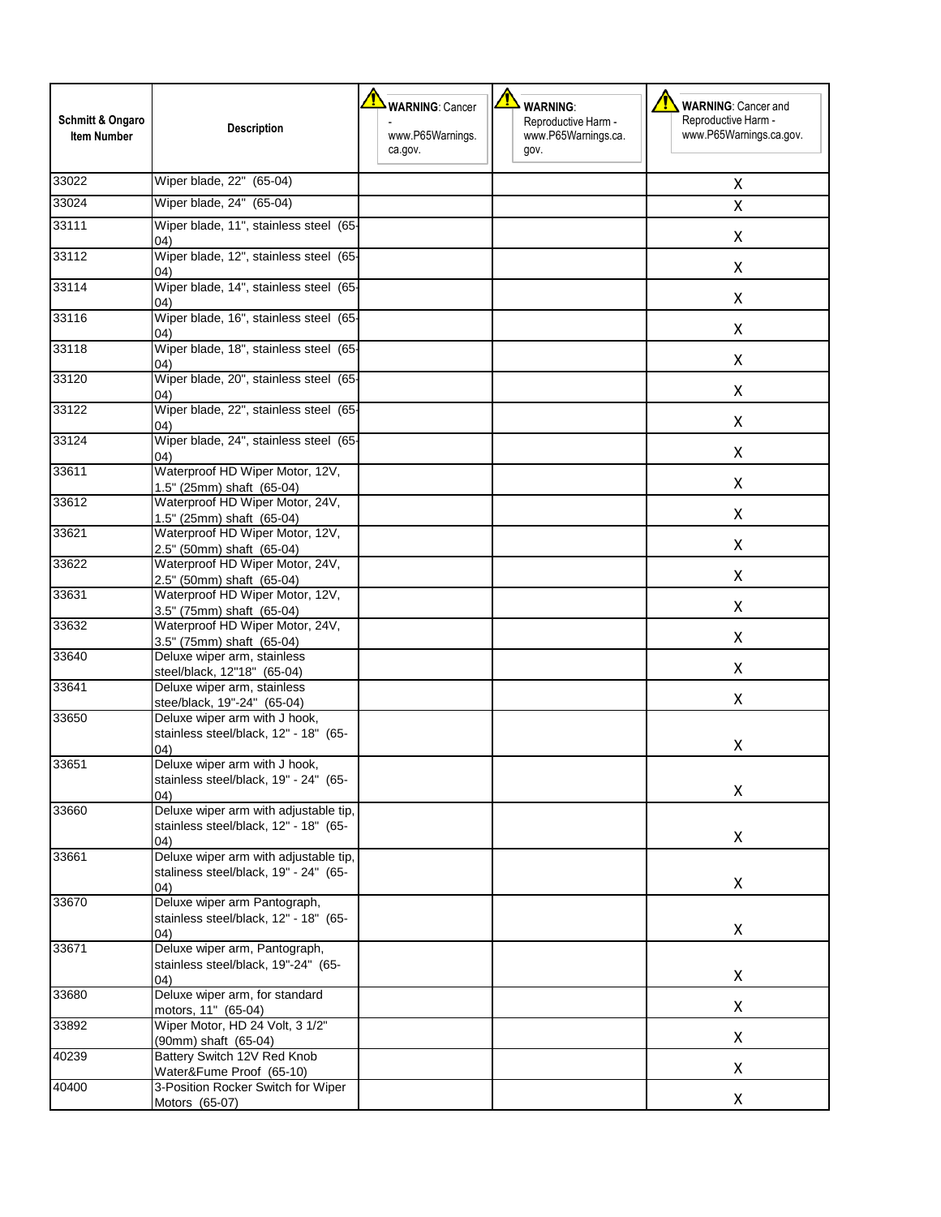| Schmitt & Ongaro Item Number | Description | WARNING: Cancer - www.P65Warnings.ca.gov. | WARNING: Reproductive Harm - www.P65Warnings.ca.gov. | WARNING: Cancer and Reproductive Harm - www.P65Warnings.ca.gov. |
|---|---|---|---|---|
| 33022 | Wiper blade, 22" (65-04) | | | X |
| 33024 | Wiper blade, 24" (65-04) | | | X |
| 33111 | Wiper blade, 11", stainless steel (65-04) | | | X |
| 33112 | Wiper blade, 12", stainless steel (65-04) | | | X |
| 33114 | Wiper blade, 14", stainless steel (65-04) | | | X |
| 33116 | Wiper blade, 16", stainless steel (65-04) | | | X |
| 33118 | Wiper blade, 18", stainless steel (65-04) | | | X |
| 33120 | Wiper blade, 20", stainless steel (65-04) | | | X |
| 33122 | Wiper blade, 22", stainless steel (65-04) | | | X |
| 33124 | Wiper blade, 24", stainless steel (65-04) | | | X |
| 33611 | Waterproof HD Wiper Motor, 12V, 1.5" (25mm) shaft (65-04) | | | X |
| 33612 | Waterproof HD Wiper Motor, 24V, 1.5" (25mm) shaft (65-04) | | | X |
| 33621 | Waterproof HD Wiper Motor, 12V, 2.5" (50mm) shaft (65-04) | | | X |
| 33622 | Waterproof HD Wiper Motor, 24V, 2.5" (50mm) shaft (65-04) | | | X |
| 33631 | Waterproof HD Wiper Motor, 12V, 3.5" (75mm) shaft (65-04) | | | X |
| 33632 | Waterproof HD Wiper Motor, 24V, 3.5" (75mm) shaft (65-04) | | | X |
| 33640 | Deluxe wiper arm, stainless steel/black, 12"18" (65-04) | | | X |
| 33641 | Deluxe wiper arm, stainless stee/black, 19"-24" (65-04) | | | X |
| 33650 | Deluxe wiper arm with J hook, stainless steel/black, 12" - 18" (65-04) | | | X |
| 33651 | Deluxe wiper arm with J hook, stainless steel/black, 19" - 24" (65-04) | | | X |
| 33660 | Deluxe wiper arm with adjustable tip, stainless steel/black, 12" - 18" (65-04) | | | X |
| 33661 | Deluxe wiper arm with adjustable tip, staliness steel/black, 19" - 24" (65-04) | | | X |
| 33670 | Deluxe wiper arm Pantograph, stainless steel/black, 12" - 18" (65-04) | | | X |
| 33671 | Deluxe wiper arm, Pantograph, stainless steel/black, 19"-24" (65-04) | | | X |
| 33680 | Deluxe wiper arm, for standard motors, 11" (65-04) | | | X |
| 33892 | Wiper Motor, HD 24 Volt, 3 1/2" (90mm) shaft (65-04) | | | X |
| 40239 | Battery Switch 12V Red Knob Water&Fume Proof (65-10) | | | X |
| 40400 | 3-Position Rocker Switch for Wiper Motors (65-07) | | | X |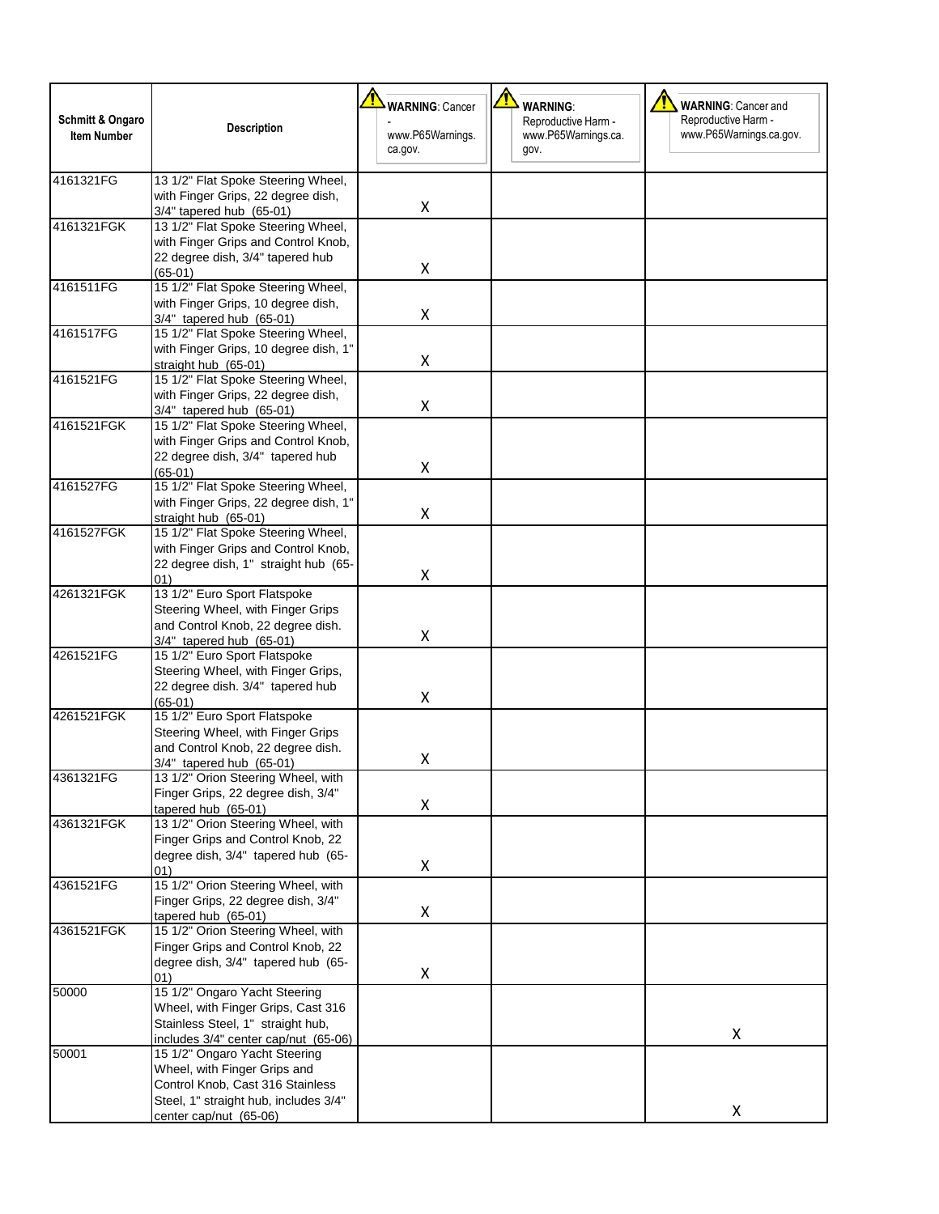| Schmitt & Ongaro Item Number | Description | WARNING: Cancer - www.P65Warnings.ca.gov. | WARNING: Reproductive Harm - www.P65Warnings.ca.gov. | WARNING: Cancer and Reproductive Harm - www.P65Warnings.ca.gov. |
|---|---|---|---|---|
| 4161321FG | 13 1/2" Flat Spoke Steering Wheel, with Finger Grips, 22 degree dish, 3/4" tapered hub (65-01) | X | | |
| 4161321FGK | 13 1/2" Flat Spoke Steering Wheel, with Finger Grips and Control Knob, 22 degree dish, 3/4" tapered hub (65-01) | X | | |
| 4161511FG | 15 1/2" Flat Spoke Steering Wheel, with Finger Grips, 10 degree dish, 3/4" tapered hub (65-01) | X | | |
| 4161517FG | 15 1/2" Flat Spoke Steering Wheel, with Finger Grips, 10 degree dish, 1" straight hub (65-01) | X | | |
| 4161521FG | 15 1/2" Flat Spoke Steering Wheel, with Finger Grips, 22 degree dish, 3/4" tapered hub (65-01) | X | | |
| 4161521FGK | 15 1/2" Flat Spoke Steering Wheel, with Finger Grips and Control Knob, 22 degree dish, 3/4" tapered hub (65-01) | X | | |
| 4161527FG | 15 1/2" Flat Spoke Steering Wheel, with Finger Grips, 22 degree dish, 1" straight hub (65-01) | X | | |
| 4161527FGK | 15 1/2" Flat Spoke Steering Wheel, with Finger Grips and Control Knob, 22 degree dish, 1" straight hub (65-01) | X | | |
| 4261321FGK | 13 1/2" Euro Sport Flatspoke Steering Wheel, with Finger Grips and Control Knob, 22 degree dish. 3/4" tapered hub (65-01) | X | | |
| 4261521FG | 15 1/2" Euro Sport Flatspoke Steering Wheel, with Finger Grips, 22 degree dish. 3/4" tapered hub (65-01) | X | | |
| 4261521FGK | 15 1/2" Euro Sport Flatspoke Steering Wheel, with Finger Grips and Control Knob, 22 degree dish. 3/4" tapered hub (65-01) | X | | |
| 4361321FG | 13 1/2" Orion Steering Wheel, with Finger Grips, 22 degree dish, 3/4" tapered hub (65-01) | X | | |
| 4361321FGK | 13 1/2" Orion Steering Wheel, with Finger Grips and Control Knob, 22 degree dish, 3/4" tapered hub (65-01) | X | | |
| 4361521FG | 15 1/2" Orion Steering Wheel, with Finger Grips, 22 degree dish, 3/4" tapered hub (65-01) | X | | |
| 4361521FGK | 15 1/2" Orion Steering Wheel, with Finger Grips and Control Knob, 22 degree dish, 3/4" tapered hub (65-01) | X | | |
| 50000 | 15 1/2" Ongaro Yacht Steering Wheel, with Finger Grips, Cast 316 Stainless Steel, 1" straight hub, includes 3/4" center cap/nut (65-06) | | | X |
| 50001 | 15 1/2" Ongaro Yacht Steering Wheel, with Finger Grips and Control Knob, Cast 316 Stainless Steel, 1" straight hub, includes 3/4" center cap/nut (65-06) | | | X |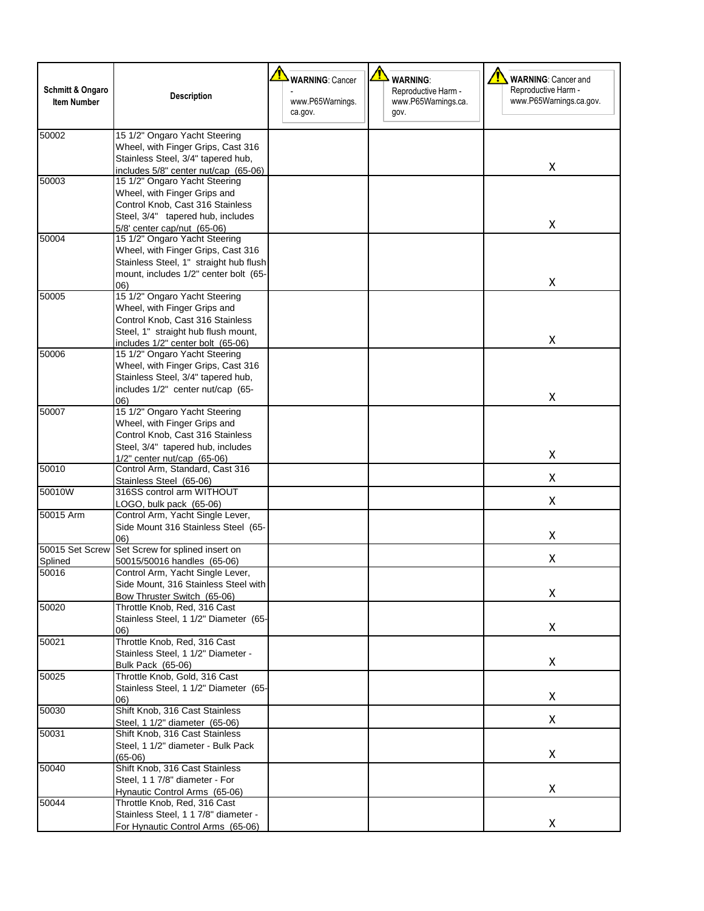| Schmitt & Ongaro Item Number | Description | WARNING: Cancer - www.P65Warnings.ca.gov. | WARNING: Reproductive Harm - www.P65Warnings.ca.gov. | WARNING: Cancer and Reproductive Harm - www.P65Warnings.ca.gov. |
|---|---|---|---|---|
| 50002 | 15 1/2" Ongaro Yacht Steering Wheel, with Finger Grips, Cast 316 Stainless Steel, 3/4" tapered hub, includes 5/8" center nut/cap (65-06) | | | X |
| 50003 | 15 1/2" Ongaro Yacht Steering Wheel, with Finger Grips and Control Knob, Cast 316 Stainless Steel, 3/4" tapered hub, includes 5/8' center cap/nut (65-06) | | | X |
| 50004 | 15 1/2" Ongaro Yacht Steering Wheel, with Finger Grips, Cast 316 Stainless Steel, 1" straight hub flush mount, includes 1/2" center bolt (65-06) | | | X |
| 50005 | 15 1/2" Ongaro Yacht Steering Wheel, with Finger Grips and Control Knob, Cast 316 Stainless Steel, 1" straight hub flush mount, includes 1/2" center bolt (65-06) | | | X |
| 50006 | 15 1/2" Ongaro Yacht Steering Wheel, with Finger Grips, Cast 316 Stainless Steel, 3/4" tapered hub, includes 1/2" center nut/cap (65-06) | | | X |
| 50007 | 15 1/2" Ongaro Yacht Steering Wheel, with Finger Grips and Control Knob, Cast 316 Stainless Steel, 3/4" tapered hub, includes 1/2" center nut/cap (65-06) | | | X |
| 50010 | Control Arm, Standard, Cast 316 Stainless Steel (65-06) | | | X |
| 50010W | 316SS control arm WITHOUT LOGO, bulk pack (65-06) | | | X |
| 50015 Arm | Control Arm, Yacht Single Lever, Side Mount 316 Stainless Steel (65-06) | | | X |
| 50015 Set Screw Splined | Set Screw for splined insert on 50015/50016 handles (65-06) | | | X |
| 50016 | Control Arm, Yacht Single Lever, Side Mount, 316 Stainless Steel with Bow Thruster Switch (65-06) | | | X |
| 50020 | Throttle Knob, Red, 316 Cast Stainless Steel, 1 1/2" Diameter (65-06) | | | X |
| 50021 | Throttle Knob, Red, 316 Cast Stainless Steel, 1 1/2" Diameter - Bulk Pack (65-06) | | | X |
| 50025 | Throttle Knob, Gold, 316 Cast Stainless Steel, 1 1/2" Diameter (65-06) | | | X |
| 50030 | Shift Knob, 316 Cast Stainless Steel, 1 1/2" diameter (65-06) | | | X |
| 50031 | Shift Knob, 316 Cast Stainless Steel, 1 1/2" diameter - Bulk Pack (65-06) | | | X |
| 50040 | Shift Knob, 316 Cast Stainless Steel, 1 1 7/8" diameter - For Hynautic Control Arms (65-06) | | | X |
| 50044 | Throttle Knob, Red, 316 Cast Stainless Steel, 1 1 7/8" diameter - For Hynautic Control Arms (65-06) | | | X |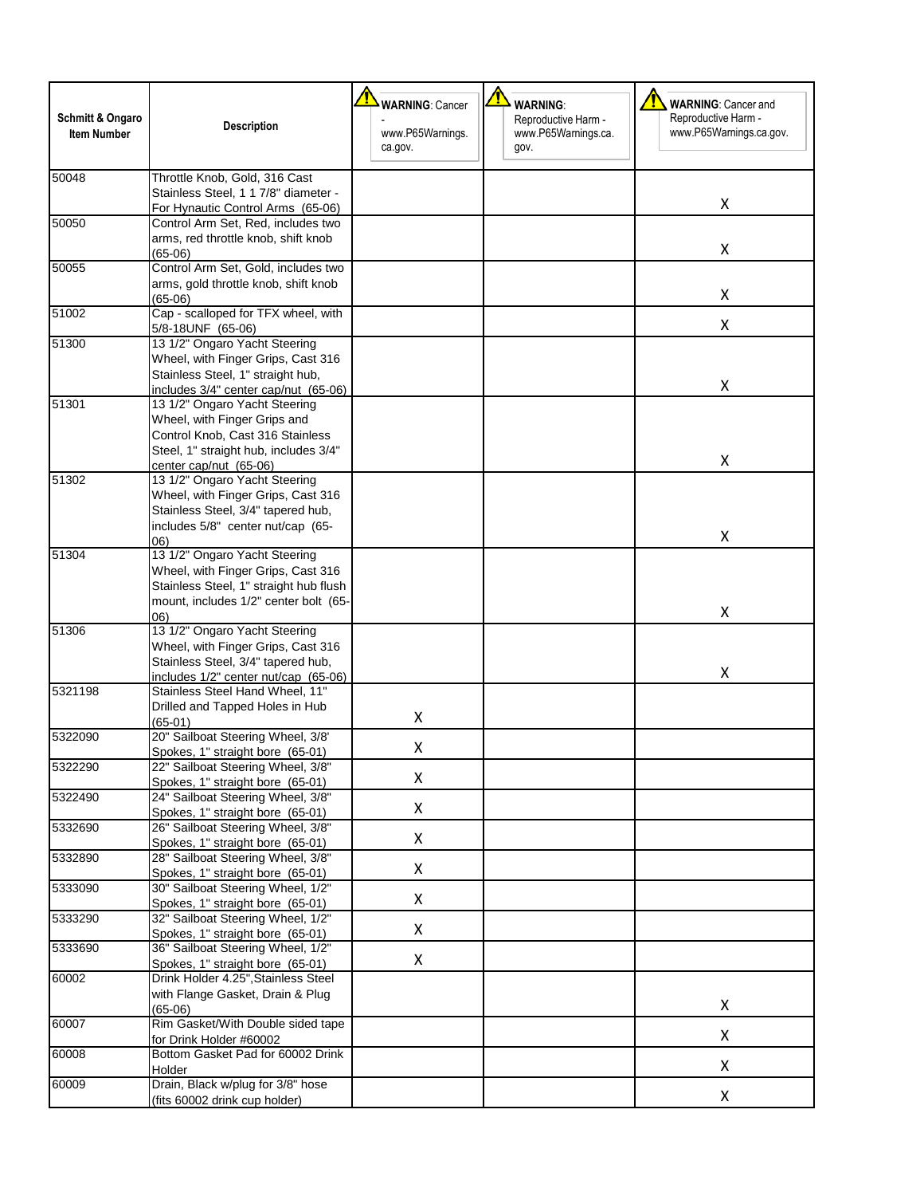| Schmitt & Ongaro Item Number | Description | WARNING: Cancer - www.P65Warnings.ca.gov. | WARNING: Reproductive Harm - www.P65Warnings.ca.gov. | WARNING: Cancer and Reproductive Harm - www.P65Warnings.ca.gov. |
|---|---|---|---|---|
| 50048 | Throttle Knob, Gold, 316 Cast Stainless Steel, 1 1 7/8" diameter - For Hynautic Control Arms (65-06) | | | X |
| 50050 | Control Arm Set, Red, includes two arms, red throttle knob, shift knob (65-06) | | | X |
| 50055 | Control Arm Set, Gold, includes two arms, gold throttle knob, shift knob (65-06) | | | X |
| 51002 | Cap - scalloped for TFX wheel, with 5/8-18UNF (65-06) | | | X |
| 51300 | 13 1/2" Ongaro Yacht Steering Wheel, with Finger Grips, Cast 316 Stainless Steel, 1" straight hub, includes 3/4" center cap/nut (65-06) | | | X |
| 51301 | 13 1/2" Ongaro Yacht Steering Wheel, with Finger Grips and Control Knob, Cast 316 Stainless Steel, 1" straight hub, includes 3/4" center cap/nut (65-06) | | | X |
| 51302 | 13 1/2" Ongaro Yacht Steering Wheel, with Finger Grips, Cast 316 Stainless Steel, 3/4" tapered hub, includes 5/8" center nut/cap (65-06) | | | X |
| 51304 | 13 1/2" Ongaro Yacht Steering Wheel, with Finger Grips, Cast 316 Stainless Steel, 1" straight hub flush mount, includes 1/2" center bolt (65-06) | | | X |
| 51306 | 13 1/2" Ongaro Yacht Steering Wheel, with Finger Grips, Cast 316 Stainless Steel, 3/4" tapered hub, includes 1/2" center nut/cap (65-06) | | | X |
| 5321198 | Stainless Steel Hand Wheel, 11" Drilled and Tapped Holes in Hub (65-01) | X | | |
| 5322090 | 20" Sailboat Steering Wheel, 3/8' Spokes, 1" straight bore (65-01) | X | | |
| 5322290 | 22" Sailboat Steering Wheel, 3/8" Spokes, 1" straight bore (65-01) | X | | |
| 5322490 | 24" Sailboat Steering Wheel, 3/8" Spokes, 1" straight bore (65-01) | X | | |
| 5332690 | 26" Sailboat Steering Wheel, 3/8" Spokes, 1" straight bore (65-01) | X | | |
| 5332890 | 28" Sailboat Steering Wheel, 3/8" Spokes, 1" straight bore (65-01) | X | | |
| 5333090 | 30" Sailboat Steering Wheel, 1/2" Spokes, 1" straight bore (65-01) | X | | |
| 5333290 | 32" Sailboat Steering Wheel, 1/2" Spokes, 1" straight bore (65-01) | X | | |
| 5333690 | 36" Sailboat Steering Wheel, 1/2" Spokes, 1" straight bore (65-01) | X | | |
| 60002 | Drink Holder 4.25",Stainless Steel with Flange Gasket, Drain & Plug (65-06) | | | X |
| 60007 | Rim Gasket/With Double sided tape for Drink Holder #60002 | | | X |
| 60008 | Bottom Gasket Pad for 60002 Drink Holder | | | X |
| 60009 | Drain, Black w/plug for 3/8" hose (fits 60002 drink cup holder) | | | X |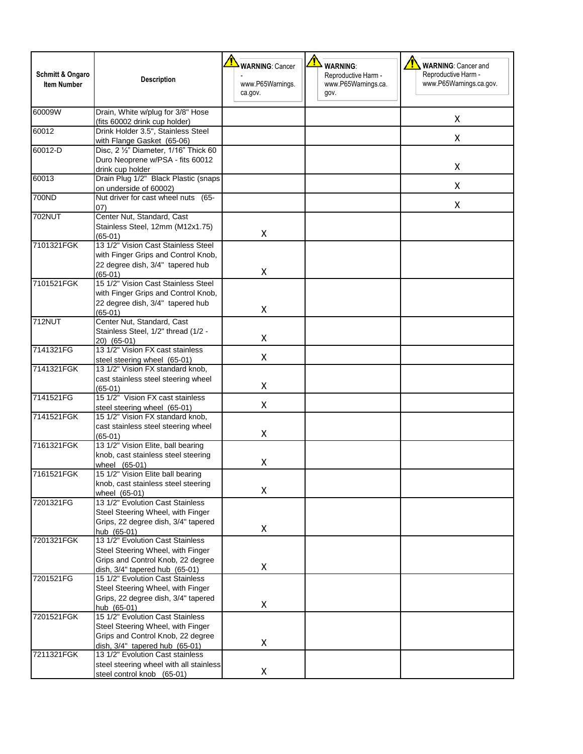| Schmitt & Ongaro Item Number | Description | WARNING: Cancer - www.P65Warnings.ca.gov. | WARNING: Reproductive Harm - www.P65Warnings.ca.gov. | WARNING: Cancer and Reproductive Harm - www.P65Warnings.ca.gov. |
|---|---|---|---|---|
| 60009W | Drain, White w/plug for 3/8" Hose (fits 60002 drink cup holder) | | | X |
| 60012 | Drink Holder 3.5", Stainless Steel with Flange Gasket (65-06) | | | X |
| 60012-D | Disc, 2 ½" Diameter, 1/16" Thick 60 Duro Neoprene w/PSA - fits 60012 drink cup holder | | | X |
| 60013 | Drain Plug 1/2" Black Plastic (snaps on underside of 60002) | | | X |
| 700ND | Nut driver for cast wheel nuts (65-07) | | | X |
| 702NUT | Center Nut, Standard, Cast Stainless Steel, 12mm (M12x1.75) (65-01) | X | | |
| 7101321FGK | 13 1/2" Vision Cast Stainless Steel with Finger Grips and Control Knob, 22 degree dish, 3/4" tapered hub (65-01) | X | | |
| 7101521FGK | 15 1/2" Vision Cast Stainless Steel with Finger Grips and Control Knob, 22 degree dish, 3/4" tapered hub (65-01) | X | | |
| 712NUT | Center Nut, Standard, Cast Stainless Steel, 1/2" thread (1/2 - 20) (65-01) | X | | |
| 7141321FG | 13 1/2" Vision FX cast stainless steel steering wheel (65-01) | X | | |
| 7141321FGK | 13 1/2" Vision FX standard knob, cast stainless steel steering wheel (65-01) | X | | |
| 7141521FG | 15 1/2" Vision FX cast stainless steel steering wheel (65-01) | X | | |
| 7141521FGK | 15 1/2" Vision FX standard knob, cast stainless steel steering wheel (65-01) | X | | |
| 7161321FGK | 13 1/2" Vision Elite, ball bearing knob, cast stainless steel steering wheel (65-01) | X | | |
| 7161521FGK | 15 1/2" Vision Elite ball bearing knob, cast stainless steel steering wheel (65-01) | X | | |
| 7201321FG | 13 1/2" Evolution Cast Stainless Steel Steering Wheel, with Finger Grips, 22 degree dish, 3/4" tapered hub (65-01) | X | | |
| 7201321FGK | 13 1/2" Evolution Cast Stainless Steel Steering Wheel, with Finger Grips and Control Knob, 22 degree dish, 3/4" tapered hub (65-01) | X | | |
| 7201521FG | 15 1/2" Evolution Cast Stainless Steel Steering Wheel, with Finger Grips, 22 degree dish, 3/4" tapered hub (65-01) | X | | |
| 7201521FGK | 15 1/2" Evolution Cast Stainless Steel Steering Wheel, with Finger Grips and Control Knob, 22 degree dish, 3/4" tapered hub (65-01) | X | | |
| 7211321FGK | 13 1/2" Evolution Cast stainless steel steering wheel with all stainless steel control knob (65-01) | X | | |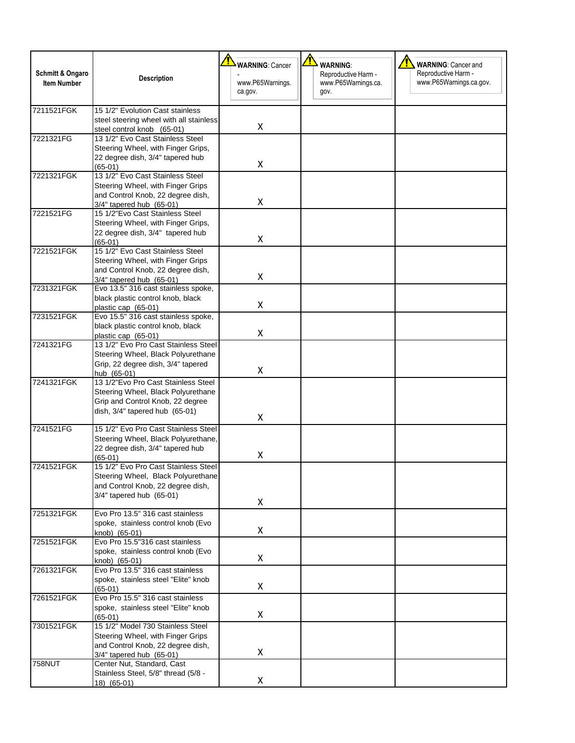| Schmitt & Ongaro Item Number | Description | WARNING: Cancer - www.P65Warnings.ca.gov. | WARNING: Reproductive Harm - www.P65Warnings.ca.gov. | WARNING: Cancer and Reproductive Harm - www.P65Warnings.ca.gov. |
|---|---|---|---|---|
| 7211521FGK | 15 1/2" Evolution Cast stainless steel steering wheel with all stainless steel control knob (65-01) | X | | |
| 7221321FG | 13 1/2" Evo Cast Stainless Steel Steering Wheel, with Finger Grips, 22 degree dish, 3/4" tapered hub (65-01) | X | | |
| 7221321FGK | 13 1/2" Evo Cast Stainless Steel Steering Wheel, with Finger Grips and Control Knob, 22 degree dish, 3/4" tapered hub (65-01) | X | | |
| 7221521FG | 15 1/2"Evo Cast Stainless Steel Steering Wheel, with Finger Grips, 22 degree dish, 3/4" tapered hub (65-01) | X | | |
| 7221521FGK | 15 1/2" Evo Cast Stainless Steel Steering Wheel, with Finger Grips and Control Knob, 22 degree dish, 3/4" tapered hub (65-01) | X | | |
| 7231321FGK | Evo 13.5" 316 cast stainless spoke, black plastic control knob, black plastic cap (65-01) | X | | |
| 7231521FGK | Evo 15.5" 316 cast stainless spoke, black plastic control knob, black plastic cap (65-01) | X | | |
| 7241321FG | 13 1/2" Evo Pro Cast Stainless Steel Steering Wheel, Black Polyurethane Grip, 22 degree dish, 3/4" tapered hub (65-01) | X | | |
| 7241321FGK | 13 1/2"Evo Pro Cast Stainless Steel Steering Wheel, Black Polyurethane Grip and Control Knob, 22 degree dish, 3/4" tapered hub (65-01) | X | | |
| 7241521FG | 15 1/2" Evo Pro Cast Stainless Steel Steering Wheel, Black Polyurethane, 22 degree dish, 3/4" tapered hub (65-01) | X | | |
| 7241521FGK | 15 1/2" Evo Pro Cast Stainless Steel Steering Wheel, Black Polyurethane and Control Knob, 22 degree dish, 3/4" tapered hub (65-01) | X | | |
| 7251321FGK | Evo Pro 13.5" 316 cast stainless spoke, stainless control knob (Evo knob) (65-01) | X | | |
| 7251521FGK | Evo Pro 15.5"316 cast stainless spoke, stainless control knob (Evo knob) (65-01) | X | | |
| 7261321FGK | Evo Pro 13.5" 316 cast stainless spoke, stainless steel "Elite" knob (65-01) | X | | |
| 7261521FGK | Evo Pro 15.5" 316 cast stainless spoke, stainless steel "Elite" knob (65-01) | X | | |
| 7301521FGK | 15 1/2" Model 730 Stainless Steel Steering Wheel, with Finger Grips and Control Knob, 22 degree dish, 3/4" tapered hub (65-01) | X | | |
| 758NUT | Center Nut, Standard, Cast Stainless Steel, 5/8" thread (5/8 - 18) (65-01) | X | | |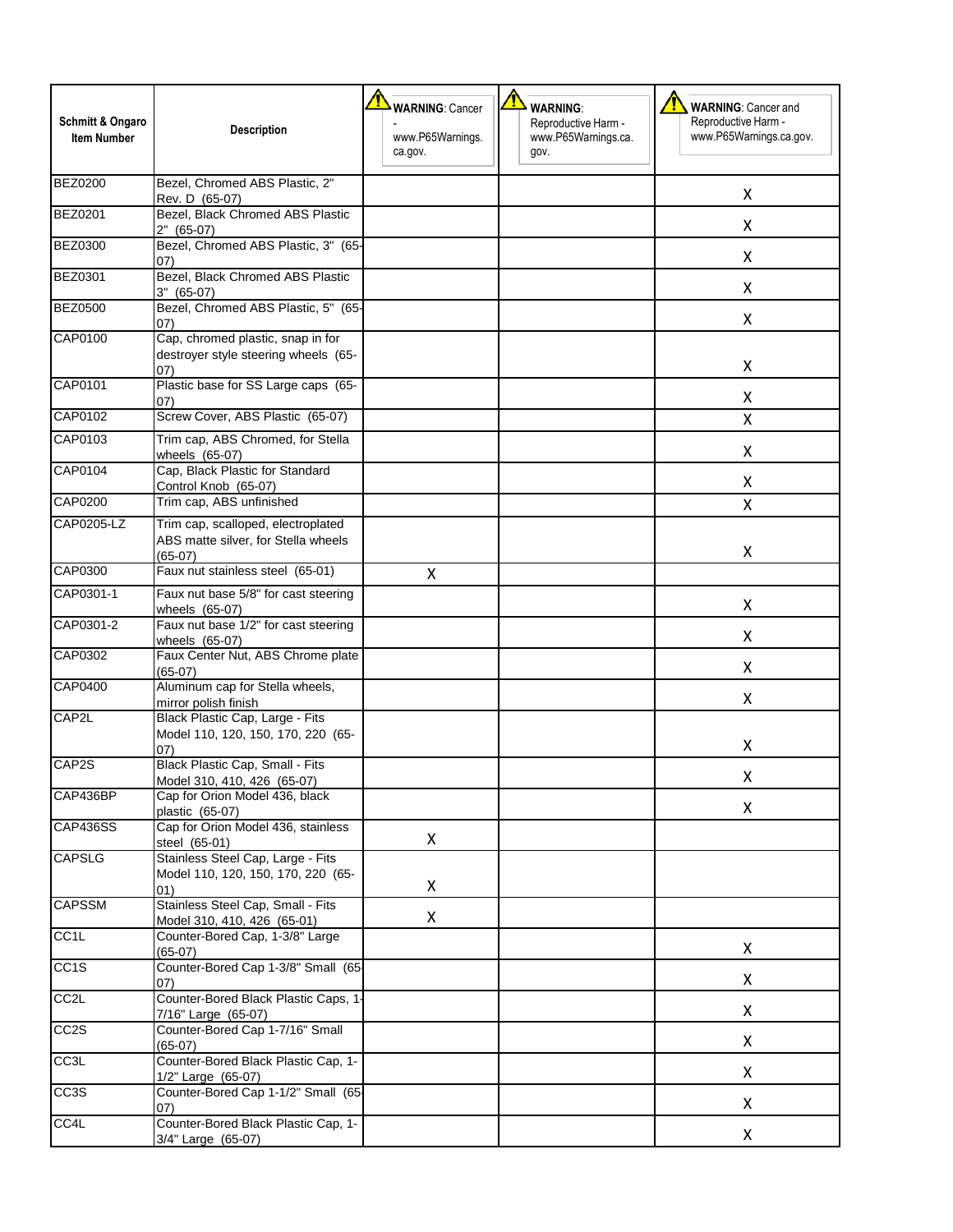| Schmitt & Ongaro Item Number | Description | WARNING: Cancer - www.P65Warnings.ca.gov. | WARNING: Reproductive Harm - www.P65Warnings.ca.gov. | WARNING: Cancer and Reproductive Harm - www.P65Warnings.ca.gov. |
|---|---|---|---|---|
| BEZ0200 | Bezel, Chromed ABS Plastic, 2" Rev. D (65-07) | | | X |
| BEZ0201 | Bezel, Black Chromed ABS Plastic 2" (65-07) | | | X |
| BEZ0300 | Bezel, Chromed ABS Plastic, 3" (65-07) | | | X |
| BEZ0301 | Bezel, Black Chromed ABS Plastic 3" (65-07) | | | X |
| BEZ0500 | Bezel, Chromed ABS Plastic, 5" (65-07) | | | X |
| CAP0100 | Cap, chromed plastic, snap in for destroyer style steering wheels (65-07) | | | X |
| CAP0101 | Plastic base for SS Large caps (65-07) | | | X |
| CAP0102 | Screw Cover, ABS Plastic (65-07) | | | X |
| CAP0103 | Trim cap, ABS Chromed, for Stella wheels (65-07) | | | X |
| CAP0104 | Cap, Black Plastic for Standard Control Knob (65-07) | | | X |
| CAP0200 | Trim cap, ABS unfinished | | | X |
| CAP0205-LZ | Trim cap, scalloped, electroplated ABS matte silver, for Stella wheels (65-07) | | | X |
| CAP0300 | Faux nut stainless steel (65-01) | X | | |
| CAP0301-1 | Faux nut base 5/8" for cast steering wheels (65-07) | | | X |
| CAP0301-2 | Faux nut base 1/2" for cast steering wheels (65-07) | | | X |
| CAP0302 | Faux Center Nut, ABS Chrome plate (65-07) | | | X |
| CAP0400 | Aluminum cap for Stella wheels, mirror polish finish | | | X |
| CAP2L | Black Plastic Cap, Large - Fits Model 110, 120, 150, 170, 220 (65-07) | | | X |
| CAP2S | Black Plastic Cap, Small - Fits Model 310, 410, 426 (65-07) | | | X |
| CAP436BP | Cap for Orion Model 436, black plastic (65-07) | | | X |
| CAP436SS | Cap for Orion Model 436, stainless steel (65-01) | X | | |
| CAPSLG | Stainless Steel Cap, Large - Fits Model 110, 120, 150, 170, 220 (65-01) | X | | |
| CAPSSM | Stainless Steel Cap, Small - Fits Model 310, 410, 426 (65-01) | X | | |
| CC1L | Counter-Bored Cap, 1-3/8" Large (65-07) | | | X |
| CC1S | Counter-Bored Cap 1-3/8" Small (65-07) | | | X |
| CC2L | Counter-Bored Black Plastic Caps, 1-7/16" Large (65-07) | | | X |
| CC2S | Counter-Bored Cap 1-7/16" Small (65-07) | | | X |
| CC3L | Counter-Bored Black Plastic Cap, 1-1/2" Large (65-07) | | | X |
| CC3S | Counter-Bored Cap 1-1/2" Small (65-07) | | | X |
| CC4L | Counter-Bored Black Plastic Cap, 1-3/4" Large (65-07) | | | X |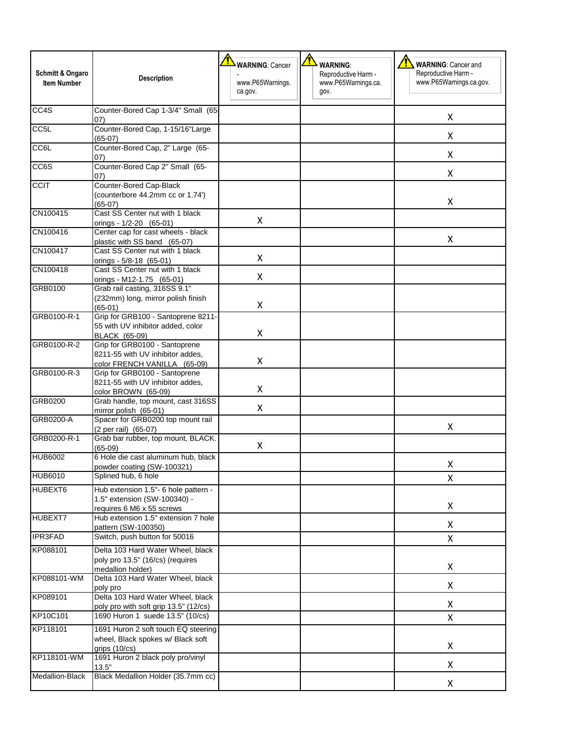| Schmitt & Ongaro Item Number | Description | WARNING: Cancer - www.P65Warnings.ca.gov. | WARNING: Reproductive Harm - www.P65Warnings.ca.gov. | WARNING: Cancer and Reproductive Harm - www.P65Warnings.ca.gov. |
|---|---|---|---|---|
| CC4S | Counter-Bored Cap 1-3/4" Small (65-07) | | | X |
| CC5L | Counter-Bored Cap, 1-15/16"Large (65-07) | | | X |
| CC6L | Counter-Bored Cap, 2" Large (65-07) | | | X |
| CC6S | Counter-Bored Cap 2" Small (65-07) | | | X |
| CCIT | Counter-Bored Cap-Black (counterbore 44.2mm cc or 1.74') (65-07) | | | X |
| CN100415 | Cast SS Center nut with 1 black orings - 1/2-20 (65-01) | X | | |
| CN100416 | Center cap for cast wheels - black plastic with SS band (65-07) | | | X |
| CN100417 | Cast SS Center nut with 1 black orings - 5/8-18 (65-01) | X | | |
| CN100418 | Cast SS Center nut with 1 black orings - M12-1.75 (65-01) | X | | |
| GRB0100 | Grab rail casting, 316SS 9.1" (232mm) long, mirror polish finish (65-01) | X | | |
| GRB0100-R-1 | Grip for GRB100 - Santoprene 8211-55 with UV inhibitor added, color BLACK (65-09) | X | | |
| GRB0100-R-2 | Grip for GRB0100 - Santoprene 8211-55 with UV inhibitor addes, color FRENCH VANILLA (65-09) | X | | |
| GRB0100-R-3 | Grip for GRB0100 - Santoprene 8211-55 with UV inhibitor addes, color BROWN (65-09) | X | | |
| GRB0200 | Grab handle, top mount, cast 316SS mirror polish (65-01) | X | | |
| GRB0200-A | Spacer for GRB0200 top mount rail (2 per rail) (65-07) | | | X |
| GRB0200-R-1 | Grab bar rubber, top mount, BLACK. (65-09) | X | | |
| HUB6002 | 6 Hole die cast aluminum hub, black powder coating (SW-100321) | | | X |
| HUB6010 | Splined hub, 6 hole | | | X |
| HUBEXT6 | Hub extension 1.5"- 6 hole pattern - 1.5" extension (SW-100340) - requires 6 M6 x 55 screws | | | X |
| HUBEXT7 | Hub extension 1.5" extension 7 hole pattern (SW-100350) | | | X |
| IPR3FAD | Switch, push button for 50016 | | | X |
| KP088101 | Delta 103 Hard Water Wheel, black poly pro 13.5" (16/cs) (requires medallion holder) | | | X |
| KP088101-WM | Delta 103 Hard Water Wheel, black poly pro | | | X |
| KP089101 | Delta 103 Hard Water Wheel, black poly pro with soft grip 13.5" (12/cs) | | | X |
| KP10C101 | 1690 Huron 1 suede 13.5" (10/cs) | | | X |
| KP118101 | 1691 Huron 2 soft touch EQ steering wheel, Black spokes w/ Black soft grips (10/cs) | | | X |
| KP118101-WM | 1691 Huron 2 black poly pro/vinyl 13.5" | | | X |
| Medallion-Black | Black Medallion Holder (35.7mm cc) | | | X |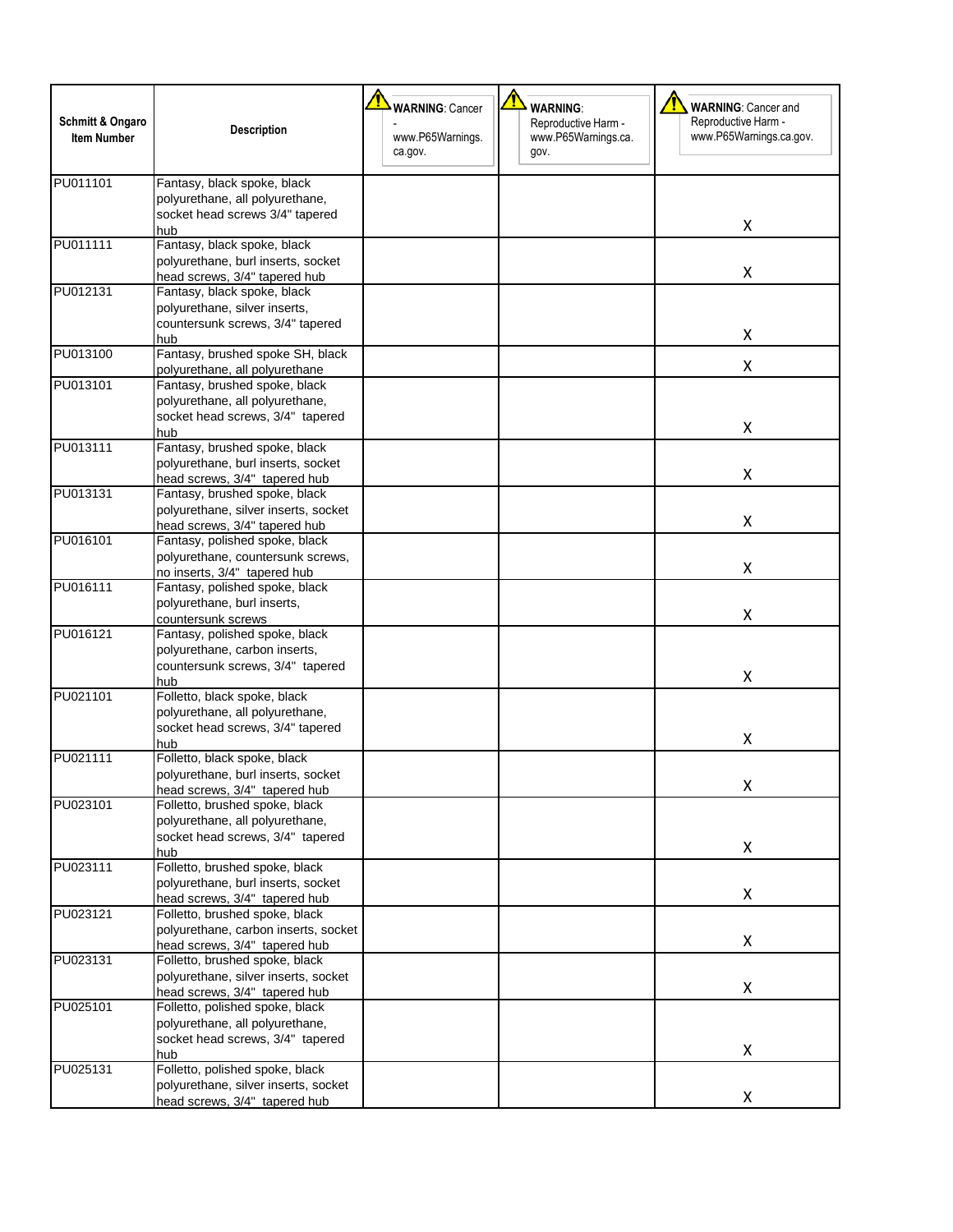| Schmitt & Ongaro Item Number | Description | WARNING: Cancer - www.P65Warnings.ca.gov. | WARNING: Reproductive Harm - www.P65Warnings.ca.gov. | WARNING: Cancer and Reproductive Harm - www.P65Warnings.ca.gov. |
|---|---|---|---|---|
| PU011101 | Fantasy, black spoke, black polyurethane, all polyurethane, socket head screws 3/4" tapered hub | | | X |
| PU011111 | Fantasy, black spoke, black polyurethane, burl inserts, socket head screws, 3/4" tapered hub | | | X |
| PU012131 | Fantasy, black spoke, black polyurethane, silver inserts, countersunk screws, 3/4" tapered hub | | | X |
| PU013100 | Fantasy, brushed spoke SH, black polyurethane, all polyurethane | | | X |
| PU013101 | Fantasy, brushed spoke, black polyurethane, all polyurethane, socket head screws, 3/4" tapered hub | | | X |
| PU013111 | Fantasy, brushed spoke, black polyurethane, burl inserts, socket head screws, 3/4" tapered hub | | | X |
| PU013131 | Fantasy, brushed spoke, black polyurethane, silver inserts, socket head screws, 3/4" tapered hub | | | X |
| PU016101 | Fantasy, polished spoke, black polyurethane, countersunk screws, no inserts, 3/4" tapered hub | | | X |
| PU016111 | Fantasy, polished spoke, black polyurethane, burl inserts, countersunk screws | | | X |
| PU016121 | Fantasy, polished spoke, black polyurethane, carbon inserts, countersunk screws, 3/4" tapered hub | | | X |
| PU021101 | Folletto, black spoke, black polyurethane, all polyurethane, socket head screws, 3/4" tapered hub | | | X |
| PU021111 | Folletto, black spoke, black polyurethane, burl inserts, socket head screws, 3/4" tapered hub | | | X |
| PU023101 | Folletto, brushed spoke, black polyurethane, all polyurethane, socket head screws, 3/4" tapered hub | | | X |
| PU023111 | Folletto, brushed spoke, black polyurethane, burl inserts, socket head screws, 3/4" tapered hub | | | X |
| PU023121 | Folletto, brushed spoke, black polyurethane, carbon inserts, socket head screws, 3/4" tapered hub | | | X |
| PU023131 | Folletto, brushed spoke, black polyurethane, silver inserts, socket head screws, 3/4" tapered hub | | | X |
| PU025101 | Folletto, polished spoke, black polyurethane, all polyurethane, socket head screws, 3/4" tapered hub | | | X |
| PU025131 | Folletto, polished spoke, black polyurethane, silver inserts, socket head screws, 3/4" tapered hub | | | X |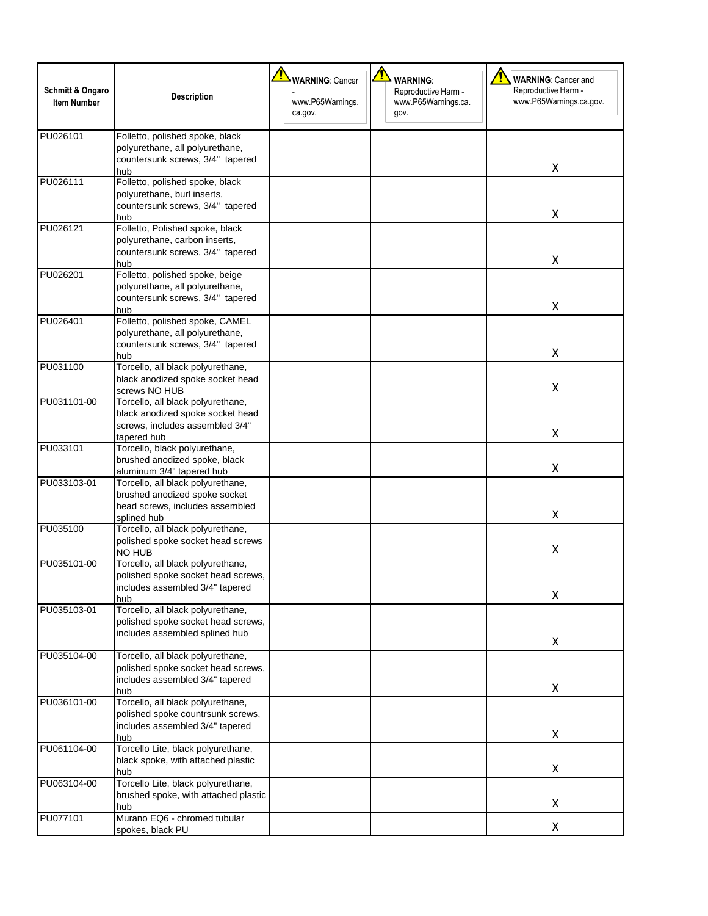| Schmitt & Ongaro Item Number | Description | WARNING: Cancer - www.P65Warnings.ca.gov. | WARNING: Reproductive Harm - www.P65Warnings.ca.gov. | WARNING: Cancer and Reproductive Harm - www.P65Warnings.ca.gov. |
|---|---|---|---|---|
| PU026101 | Folletto, polished spoke, black polyurethane, all polyurethane, countersunk screws, 3/4" tapered hub | | | X |
| PU026111 | Folletto, polished spoke, black polyurethane, burl inserts, countersunk screws, 3/4" tapered hub | | | X |
| PU026121 | Folletto, Polished spoke, black polyurethane, carbon inserts, countersunk screws, 3/4" tapered hub | | | X |
| PU026201 | Folletto, polished spoke, beige polyurethane, all polyurethane, countersunk screws, 3/4" tapered hub | | | X |
| PU026401 | Folletto, polished spoke, CAMEL polyurethane, all polyurethane, countersunk screws, 3/4" tapered hub | | | X |
| PU031100 | Torcello, all black polyurethane, black anodized spoke socket head screws NO HUB | | | X |
| PU031101-00 | Torcello, all black polyurethane, black anodized spoke socket head screws, includes assembled 3/4" tapered hub | | | X |
| PU033101 | Torcello, black polyurethane, brushed anodized spoke, black aluminum 3/4" tapered hub | | | X |
| PU033103-01 | Torcello, all black polyurethane, brushed anodized spoke socket head screws, includes assembled splined hub | | | X |
| PU035100 | Torcello, all black polyurethane, polished spoke socket head screws NO HUB | | | X |
| PU035101-00 | Torcello, all black polyurethane, polished spoke socket head screws, includes assembled 3/4" tapered hub | | | X |
| PU035103-01 | Torcello, all black polyurethane, polished spoke socket head screws, includes assembled splined hub | | | X |
| PU035104-00 | Torcello, all black polyurethane, polished spoke socket head screws, includes assembled 3/4" tapered hub | | | X |
| PU036101-00 | Torcello, all black polyurethane, polished spoke countrsunk screws, includes assembled 3/4" tapered hub | | | X |
| PU061104-00 | Torcello Lite, black polyurethane, black spoke, with attached plastic hub | | | X |
| PU063104-00 | Torcello Lite, black polyurethane, brushed spoke, with attached plastic hub | | | X |
| PU077101 | Murano EQ6 - chromed tubular spokes, black PU | | | X |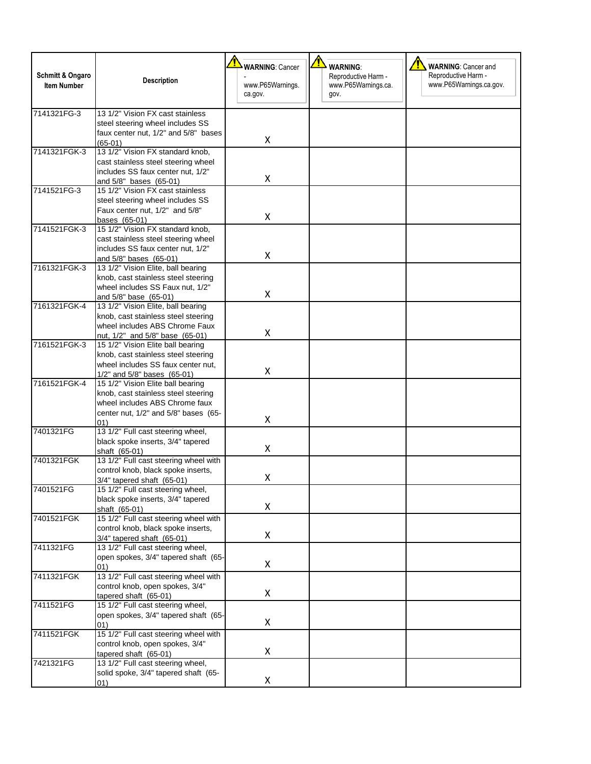| Schmitt & Ongaro Item Number | Description | WARNING: Cancer - www.P65Warnings.ca.gov. | WARNING: Reproductive Harm - www.P65Warnings.ca.gov. | WARNING: Cancer and Reproductive Harm - www.P65Warnings.ca.gov. |
|---|---|---|---|---|
| 7141321FG-3 | 13 1/2" Vision FX cast stainless steel steering wheel includes SS faux center nut, 1/2" and 5/8" bases (65-01) | X | | |
| 7141321FGK-3 | 13 1/2" Vision FX standard knob, cast stainless steel steering wheel includes SS faux center nut, 1/2" and 5/8" bases (65-01) | X | | |
| 7141521FG-3 | 15 1/2" Vision FX cast stainless steel steering wheel includes SS Faux center nut, 1/2" and 5/8" bases (65-01) | X | | |
| 7141521FGK-3 | 15 1/2" Vision FX standard knob, cast stainless steel steering wheel includes SS faux center nut, 1/2" and 5/8" bases (65-01) | X | | |
| 7161321FGK-3 | 13 1/2" Vision Elite, ball bearing knob, cast stainless steel steering wheel includes SS Faux nut, 1/2" and 5/8" base (65-01) | X | | |
| 7161321FGK-4 | 13 1/2" Vision Elite, ball bearing knob, cast stainless steel steering wheel includes ABS Chrome Faux nut, 1/2" and 5/8" base (65-01) | X | | |
| 7161521FGK-3 | 15 1/2" Vision Elite ball bearing knob, cast stainless steel steering wheel includes SS faux center nut, 1/2" and 5/8" bases (65-01) | X | | |
| 7161521FGK-4 | 15 1/2" Vision Elite ball bearing knob, cast stainless steel steering wheel includes ABS Chrome faux center nut, 1/2" and 5/8" bases (65-01) | X | | |
| 7401321FG | 13 1/2" Full cast steering wheel, black spoke inserts, 3/4" tapered shaft (65-01) | X | | |
| 7401321FGK | 13 1/2" Full cast steering wheel with control knob, black spoke inserts, 3/4" tapered shaft (65-01) | X | | |
| 7401521FG | 15 1/2" Full cast steering wheel, black spoke inserts, 3/4" tapered shaft (65-01) | X | | |
| 7401521FGK | 15 1/2" Full cast steering wheel with control knob, black spoke inserts, 3/4" tapered shaft (65-01) | X | | |
| 7411321FG | 13 1/2" Full cast steering wheel, open spokes, 3/4" tapered shaft (65-01) | X | | |
| 7411321FGK | 13 1/2" Full cast steering wheel with control knob, open spokes, 3/4" tapered shaft (65-01) | X | | |
| 7411521FG | 15 1/2" Full cast steering wheel, open spokes, 3/4" tapered shaft (65-01) | X | | |
| 7411521FGK | 15 1/2" Full cast steering wheel with control knob, open spokes, 3/4" tapered shaft (65-01) | X | | |
| 7421321FG | 13 1/2" Full cast steering wheel, solid spoke, 3/4" tapered shaft (65-01) | X | | |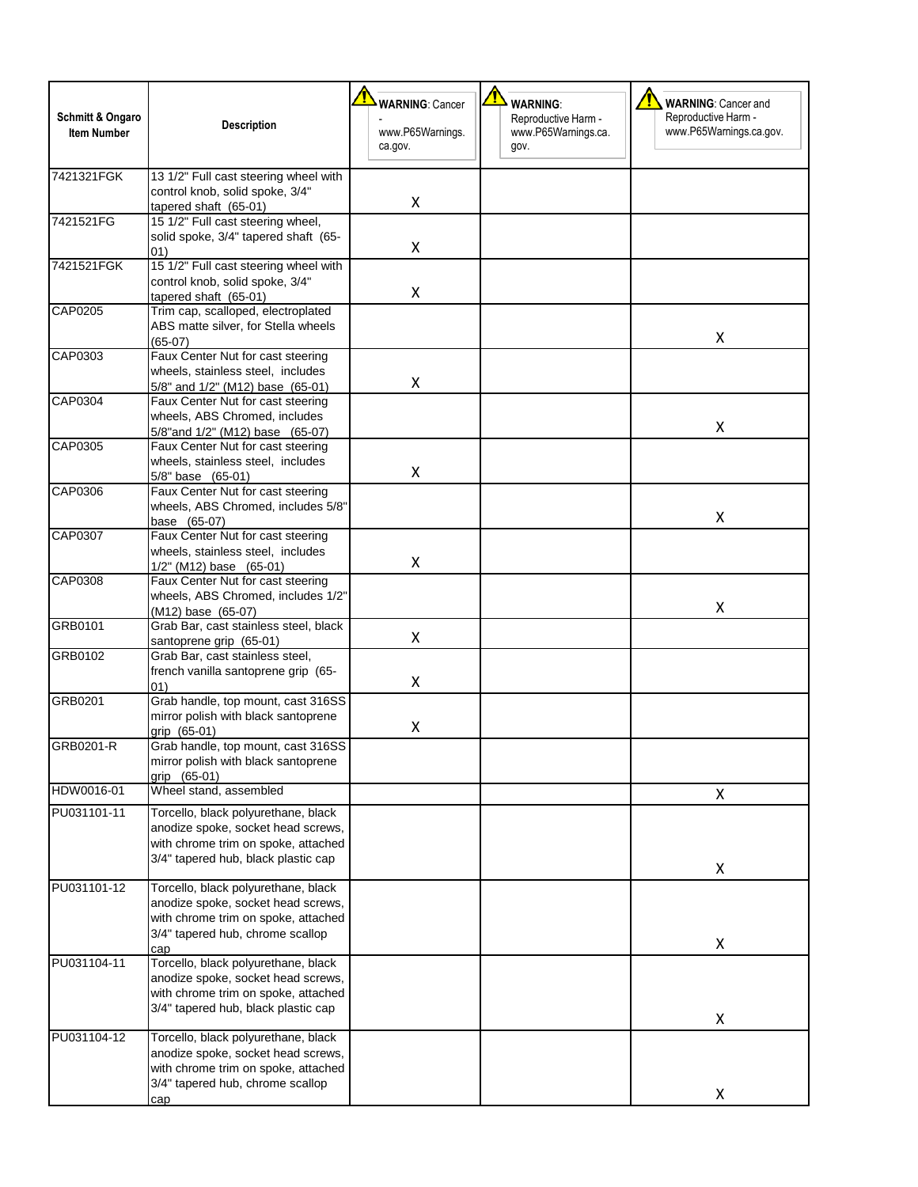| Schmitt & Ongaro Item Number | Description | WARNING: Cancer - www.P65Warnings.ca.gov. | WARNING: Reproductive Harm - www.P65Warnings.ca.gov. | WARNING: Cancer and Reproductive Harm - www.P65Warnings.ca.gov. |
|---|---|---|---|---|
| 7421321FGK | 13 1/2" Full cast steering wheel with control knob, solid spoke, 3/4" tapered shaft (65-01) | X | | |
| 7421521FG | 15 1/2" Full cast steering wheel, solid spoke, 3/4" tapered shaft (65-01) | X | | |
| 7421521FGK | 15 1/2" Full cast steering wheel with control knob, solid spoke, 3/4" tapered shaft (65-01) | X | | |
| CAP0205 | Trim cap, scalloped, electroplated ABS matte silver, for Stella wheels (65-07) | | | X |
| CAP0303 | Faux Center Nut for cast steering wheels, stainless steel, includes 5/8" and 1/2" (M12) base (65-01) | X | | |
| CAP0304 | Faux Center Nut for cast steering wheels, ABS Chromed, includes 5/8"and 1/2" (M12) base (65-07) | | | X |
| CAP0305 | Faux Center Nut for cast steering wheels, stainless steel, includes 5/8" base (65-01) | X | | |
| CAP0306 | Faux Center Nut for cast steering wheels, ABS Chromed, includes 5/8" base (65-07) | | | X |
| CAP0307 | Faux Center Nut for cast steering wheels, stainless steel, includes 1/2" (M12) base (65-01) | X | | |
| CAP0308 | Faux Center Nut for cast steering wheels, ABS Chromed, includes 1/2" (M12) base (65-07) | | | X |
| GRB0101 | Grab Bar, cast stainless steel, black santoprene grip (65-01) | X | | |
| GRB0102 | Grab Bar, cast stainless steel, french vanilla santoprene grip (65-01) | X | | |
| GRB0201 | Grab handle, top mount, cast 316SS mirror polish with black santoprene grip (65-01) | X | | |
| GRB0201-R | Grab handle, top mount, cast 316SS mirror polish with black santoprene grip (65-01) | | | |
| HDW0016-01 | Wheel stand, assembled | | | X |
| PU031101-11 | Torcello, black polyurethane, black anodize spoke, socket head screws, with chrome trim on spoke, attached 3/4" tapered hub, black plastic cap | | | X |
| PU031101-12 | Torcello, black polyurethane, black anodize spoke, socket head screws, with chrome trim on spoke, attached 3/4" tapered hub, chrome scallop cap | | | X |
| PU031104-11 | Torcello, black polyurethane, black anodize spoke, socket head screws, with chrome trim on spoke, attached 3/4" tapered hub, black plastic cap | | | X |
| PU031104-12 | Torcello, black polyurethane, black anodize spoke, socket head screws, with chrome trim on spoke, attached 3/4" tapered hub, chrome scallop cap | | | X |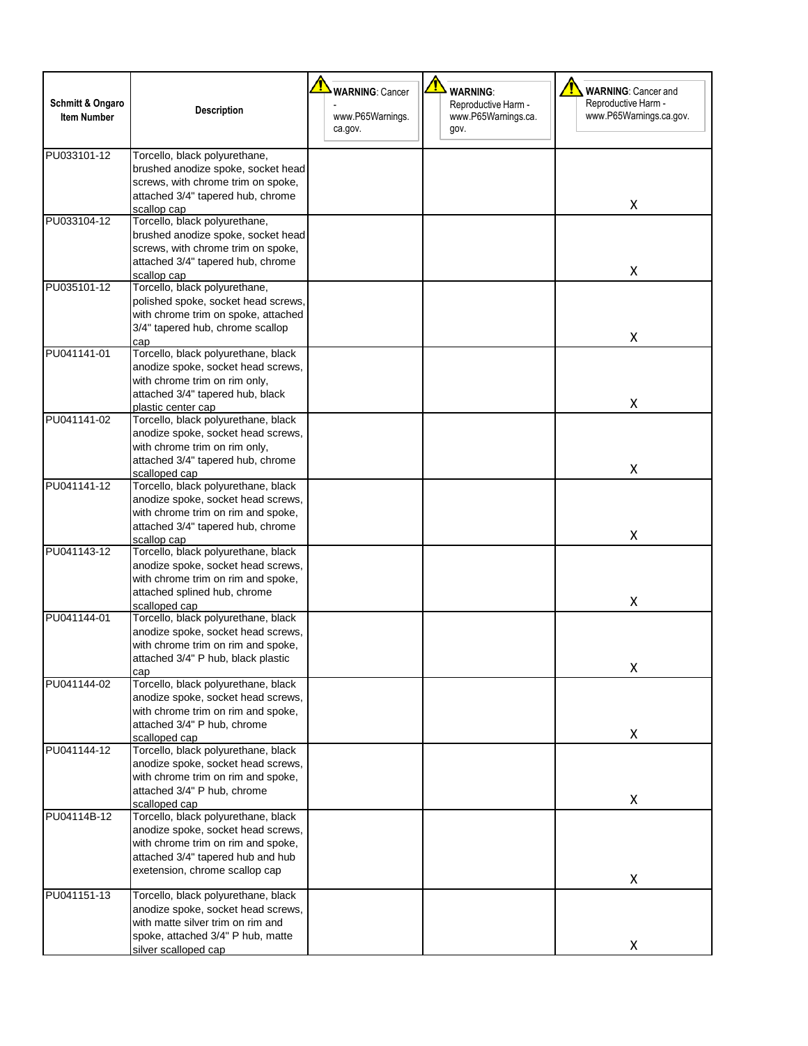| Schmitt & Ongaro Item Number | Description | WARNING: Cancer - www.P65Warnings.ca.gov. | WARNING: Reproductive Harm - www.P65Warnings.ca.gov. | WARNING: Cancer and Reproductive Harm - www.P65Warnings.ca.gov. |
|---|---|---|---|---|
| PU033101-12 | Torcello, black polyurethane, brushed anodize spoke, socket head screws, with chrome trim on spoke, attached 3/4" tapered hub, chrome scallop cap | | | X |
| PU033104-12 | Torcello, black polyurethane, brushed anodize spoke, socket head screws, with chrome trim on spoke, attached 3/4" tapered hub, chrome scallop cap | | | X |
| PU035101-12 | Torcello, black polyurethane, polished spoke, socket head screws, with chrome trim on spoke, attached 3/4" tapered hub, chrome scallop cap | | | X |
| PU041141-01 | Torcello, black polyurethane, black anodize spoke, socket head screws, with chrome trim on rim only, attached 3/4" tapered hub, black plastic center cap | | | X |
| PU041141-02 | Torcello, black polyurethane, black anodize spoke, socket head screws, with chrome trim on rim only, attached 3/4" tapered hub, chrome scalloped cap | | | X |
| PU041141-12 | Torcello, black polyurethane, black anodize spoke, socket head screws, with chrome trim on rim and spoke, attached 3/4" tapered hub, chrome scallop cap | | | X |
| PU041143-12 | Torcello, black polyurethane, black anodize spoke, socket head screws, with chrome trim on rim and spoke, attached splined hub, chrome scalloped cap | | | X |
| PU041144-01 | Torcello, black polyurethane, black anodize spoke, socket head screws, with chrome trim on rim and spoke, attached 3/4" P hub, black plastic cap | | | X |
| PU041144-02 | Torcello, black polyurethane, black anodize spoke, socket head screws, with chrome trim on rim and spoke, attached 3/4" P hub, chrome scalloped cap | | | X |
| PU041144-12 | Torcello, black polyurethane, black anodize spoke, socket head screws, with chrome trim on rim and spoke, attached 3/4" P hub, chrome scalloped cap | | | X |
| PU04114B-12 | Torcello, black polyurethane, black anodize spoke, socket head screws, with chrome trim on rim and spoke, attached 3/4" tapered hub and hub exetension, chrome scallop cap | | | X |
| PU041151-13 | Torcello, black polyurethane, black anodize spoke, socket head screws, with matte silver trim on rim and spoke, attached 3/4" P hub, matte silver scalloped cap | | | X |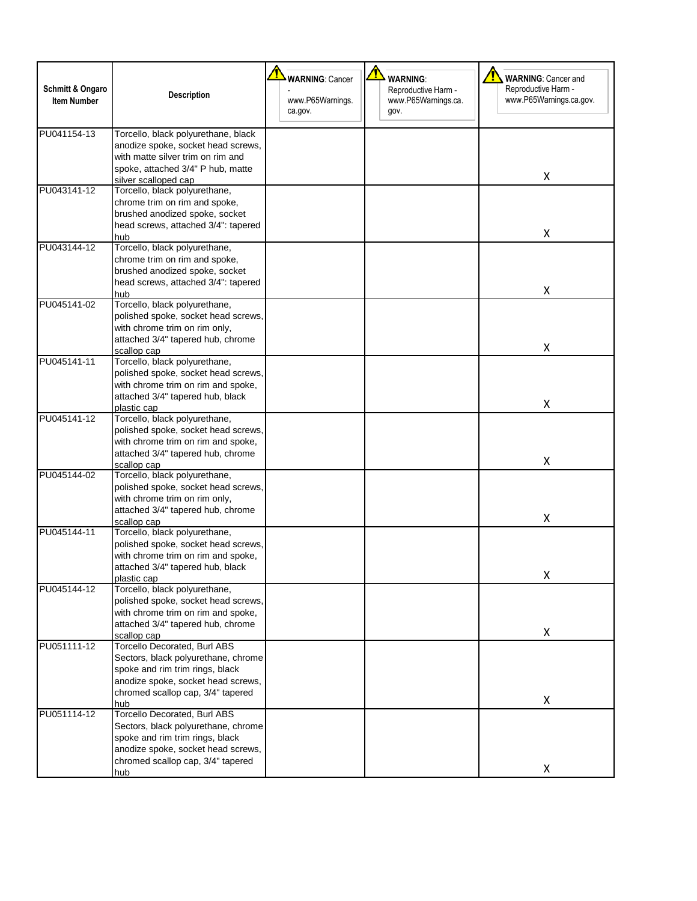| Schmitt & Ongaro Item Number | Description | WARNING: Cancer - www.P65Warnings.ca.gov. | WARNING: Reproductive Harm - www.P65Warnings.ca.gov. | WARNING: Cancer and Reproductive Harm - www.P65Warnings.ca.gov. |
|---|---|---|---|---|
| PU041154-13 | Torcello, black polyurethane, black anodize spoke, socket head screws, with matte silver trim on rim and spoke, attached 3/4" P hub, matte silver scalloped cap | | | X |
| PU043141-12 | Torcello, black polyurethane, chrome trim on rim and spoke, brushed anodized spoke, socket head screws, attached 3/4": tapered hub | | | X |
| PU043144-12 | Torcello, black polyurethane, chrome trim on rim and spoke, brushed anodized spoke, socket head screws, attached 3/4": tapered hub | | | X |
| PU045141-02 | Torcello, black polyurethane, polished spoke, socket head screws, with chrome trim on rim only, attached 3/4" tapered hub, chrome scallop cap | | | X |
| PU045141-11 | Torcello, black polyurethane, polished spoke, socket head screws, with chrome trim on rim and spoke, attached 3/4" tapered hub, black plastic cap | | | X |
| PU045141-12 | Torcello, black polyurethane, polished spoke, socket head screws, with chrome trim on rim and spoke, attached 3/4" tapered hub, chrome scallop cap | | | X |
| PU045144-02 | Torcello, black polyurethane, polished spoke, socket head screws, with chrome trim on rim only, attached 3/4" tapered hub, chrome scallop cap | | | X |
| PU045144-11 | Torcello, black polyurethane, polished spoke, socket head screws, with chrome trim on rim and spoke, attached 3/4" tapered hub, black plastic cap | | | X |
| PU045144-12 | Torcello, black polyurethane, polished spoke, socket head screws, with chrome trim on rim and spoke, attached 3/4" tapered hub, chrome scallop cap | | | X |
| PU051111-12 | Torcello Decorated, Burl ABS Sectors, black polyurethane, chrome spoke and rim trim rings, black anodize spoke, socket head screws, chromed scallop cap, 3/4" tapered hub | | | X |
| PU051114-12 | Torcello Decorated, Burl ABS Sectors, black polyurethane, chrome spoke and rim trim rings, black anodize spoke, socket head screws, chromed scallop cap, 3/4" tapered hub | | | X |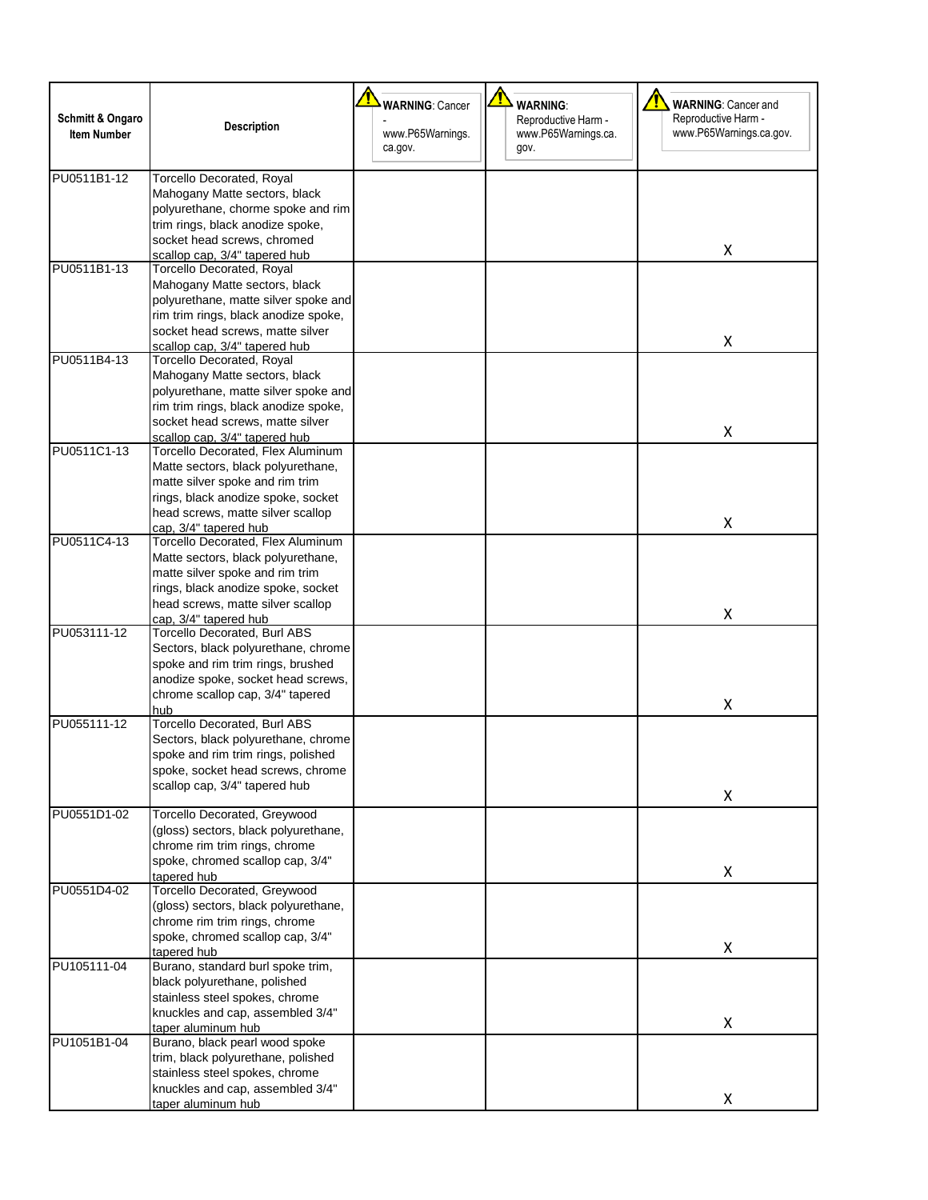| Schmitt & Ongaro Item Number | Description | WARNING: Cancer - www.P65Warnings.ca.gov. | WARNING: Reproductive Harm - www.P65Warnings.ca.gov. | WARNING: Cancer and Reproductive Harm - www.P65Warnings.ca.gov. |
|---|---|---|---|---|
| PU0511B1-12 | Torcello Decorated, Royal Mahogany Matte sectors, black polyurethane, chorme spoke and rim trim rings, black anodize spoke, socket head screws, chromed scallop cap, 3/4" tapered hub | | | X |
| PU0511B1-13 | Torcello Decorated, Royal Mahogany Matte sectors, black polyurethane, matte silver spoke and rim trim rings, black anodize spoke, socket head screws, matte silver scallop cap, 3/4" tapered hub | | | X |
| PU0511B4-13 | Torcello Decorated, Royal Mahogany Matte sectors, black polyurethane, matte silver spoke and rim trim rings, black anodize spoke, socket head screws, matte silver scallop cap, 3/4" tapered hub | | | X |
| PU0511C1-13 | Torcello Decorated, Flex Aluminum Matte sectors, black polyurethane, matte silver spoke and rim trim rings, black anodize spoke, socket head screws, matte silver scallop cap, 3/4" tapered hub | | | X |
| PU0511C4-13 | Torcello Decorated, Flex Aluminum Matte sectors, black polyurethane, matte silver spoke and rim trim rings, black anodize spoke, socket head screws, matte silver scallop cap, 3/4" tapered hub | | | X |
| PU053111-12 | Torcello Decorated, Burl ABS Sectors, black polyurethane, chrome spoke and rim trim rings, brushed anodize spoke, socket head screws, chrome scallop cap, 3/4" tapered hub | | | X |
| PU055111-12 | Torcello Decorated, Burl ABS Sectors, black polyurethane, chrome spoke and rim trim rings, polished spoke, socket head screws, chrome scallop cap, 3/4" tapered hub | | | X |
| PU0551D1-02 | Torcello Decorated, Greywood (gloss) sectors, black polyurethane, chrome rim trim rings, chrome spoke, chromed scallop cap, 3/4" tapered hub | | | X |
| PU0551D4-02 | Torcello Decorated, Greywood (gloss) sectors, black polyurethane, chrome rim trim rings, chrome spoke, chromed scallop cap, 3/4" tapered hub | | | X |
| PU105111-04 | Burano, standard burl spoke trim, black polyurethane, polished stainless steel spokes, chrome knuckles and cap, assembled 3/4" taper aluminum hub | | | X |
| PU1051B1-04 | Burano, black pearl wood spoke trim, black polyurethane, polished stainless steel spokes, chrome knuckles and cap, assembled 3/4" taper aluminum hub | | | X |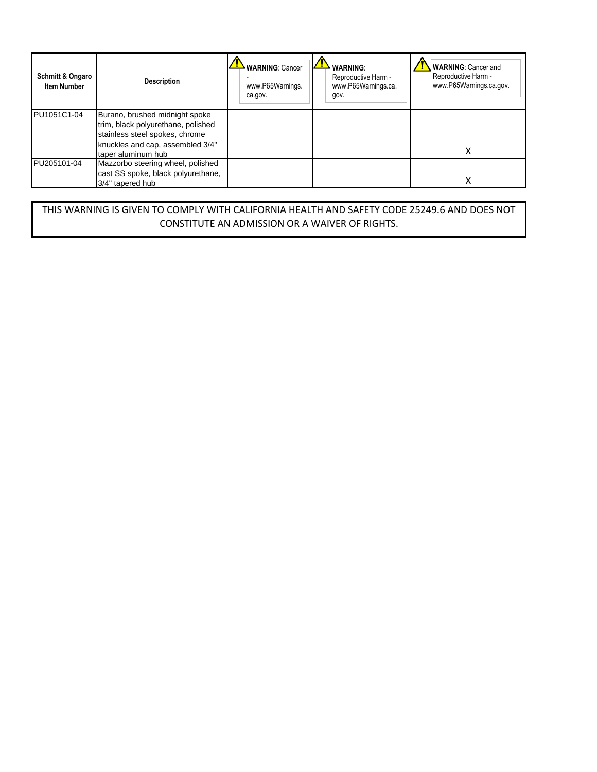| Schmitt & Ongaro Item Number | Description | **WARNING**: Cancer - www.P65Warnings.ca.gov. | **WARNING**: Reproductive Harm - www.P65Warnings.ca.gov. | **WARNING**: Cancer and Reproductive Harm - www.P65Warnings.ca.gov. |
|---|---|---|---|---|
| PU1051C1-04 | Burano, brushed midnight spoke trim, black polyurethane, polished stainless steel spokes, chrome knuckles and cap, assembled 3/4" taper aluminum hub | | | X |
| PU205101-04 | Mazzorbo steering wheel, polished cast SS spoke, black polyurethane, 3/4" tapered hub | | | X |

THIS WARNING IS GIVEN TO COMPLY WITH CALIFORNIA HEALTH AND SAFETY CODE 25249.6 AND DOES NOT CONSTITUTE AN ADMISSION OR A WAIVER OF RIGHTS.